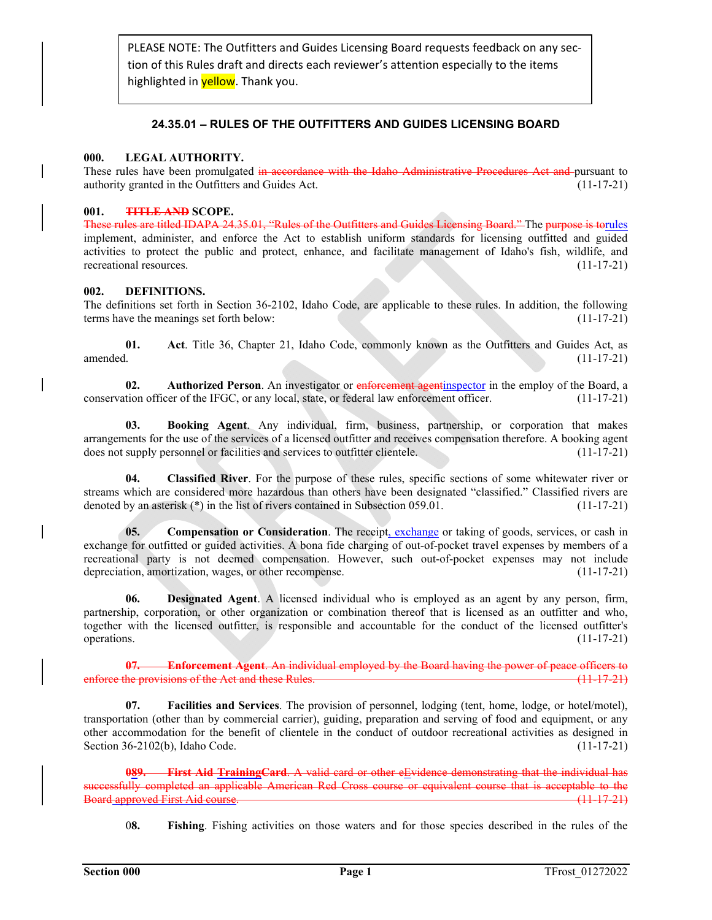PLEASE NOTE: The Outfitters and Guides Licensing Board requests feedback on any section of this Rules draft and directs each reviewer's attention especially to the items highlighted in yellow. Thank you.

## 24.35.01 – RULES OF THE OUTFITTERS AND GUIDES LICENSING BOARD

**000. LEGAL AUTHORITY.**

These rules have been promulgated ~~in accordance with the Idaho Administrative Procedures Act and~~ pursuant to authority granted in the Outfitters and Guides Act. (11-17-21)

**001. ~~TITLE AND~~ SCOPE.**

~~These rules are titled IDAPA 24.35.01, "Rules of the Outfitters and Guides Licensing Board."~~ The ~~purpose is to~~rules implement, administer, and enforce the Act to establish uniform standards for licensing outfitted and guided activities to protect the public and protect, enhance, and facilitate management of Idaho's fish, wildlife, and recreational resources. (11-17-21)

**002. DEFINITIONS.**

The definitions set forth in Section 36-2102, Idaho Code, are applicable to these rules. In addition, the following terms have the meanings set forth below: (11-17-21)

**01. Act**. Title 36, Chapter 21, Idaho Code, commonly known as the Outfitters and Guides Act, as amended. (11-17-21)

**02. Authorized Person**. An investigator or ~~enforcement agent~~inspector in the employ of the Board, a conservation officer of the IFGC, or any local, state, or federal law enforcement officer. (11-17-21)

**03. Booking Agent**. Any individual, firm, business, partnership, or corporation that makes arrangements for the use of the services of a licensed outfitter and receives compensation therefore. A booking agent does not supply personnel or facilities and services to outfitter clientele. (11-17-21)

**04. Classified River**. For the purpose of these rules, specific sections of some whitewater river or streams which are considered more hazardous than others have been designated "classified." Classified rivers are denoted by an asterisk (*) in the list of rivers contained in Subsection 059.01. (11-17-21)

**05. Compensation or Consideration**. The receipt, exchange or taking of goods, services, or cash in exchange for outfitted or guided activities. A bona fide charging of out-of-pocket travel expenses by members of a recreational party is not deemed compensation. However, such out-of-pocket expenses may not include depreciation, amortization, wages, or other recompense. (11-17-21)

**06. Designated Agent**. A licensed individual who is employed as an agent by any person, firm, partnership, corporation, or other organization or combination thereof that is licensed as an outfitter and who, together with the licensed outfitter, is responsible and accountable for the conduct of the licensed outfitter's operations. (11-17-21)

~~**07. Enforcement Agent**. An individual employed by the Board having the power of peace officers to enforce the provisions of the Act and these Rules. (11-17-21)~~

**07. Facilities and Services**. The provision of personnel, lodging (tent, home, lodge, or hotel/motel), transportation (other than by commercial carrier), guiding, preparation and serving of food and equipment, or any other accommodation for the benefit of clientele in the conduct of outdoor recreational activities as designed in Section 36-2102(b), Idaho Code. (11-17-21)

~~**089. First Aid TrainingCard**. A valid card or other eEvidence demonstrating that the individual has successfully completed an applicable American Red Cross course or equivalent course that is acceptable to the Board approved First Aid course. (11-17-21)~~

**08. Fishing**. Fishing activities on those waters and for those species described in the rules of the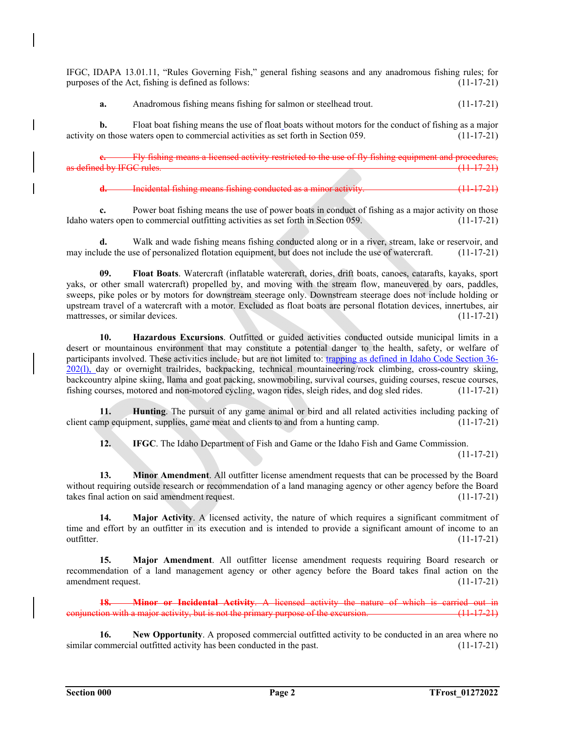IFGC, IDAPA 13.01.11, "Rules Governing Fish," general fishing seasons and any anadromous fishing rules; for purposes of the Act, fishing is defined as follows: (11-17-21)

**a.** Anadromous fishing means fishing for salmon or steelhead trout. (11-17-21)

**b.** Float boat fishing means the use of float boats without motors for the conduct of fishing as a major activity on those waters open to commercial activities as set forth in Section 059. (11-17-21)

~~**c.** Fly fishing means a licensed activity restricted to the use of fly fishing equipment and procedures, as defined by IFGC rules. (11-17-21)~~

~~**d.** Incidental fishing means fishing conducted as a minor activity. (11-17-21)~~

**c.** Power boat fishing means the use of power boats in conduct of fishing as a major activity on those Idaho waters open to commercial outfitting activities as set forth in Section 059. (11-17-21)

**d.** Walk and wade fishing means fishing conducted along or in a river, stream, lake or reservoir, and may include the use of personalized flotation equipment, but does not include the use of watercraft. (11-17-21)

**09. Float Boats**. Watercraft (inflatable watercraft, dories, drift boats, canoes, catarafts, kayaks, sport yaks, or other small watercraft) propelled by, and moving with the stream flow, maneuvered by oars, paddles, sweeps, pike poles or by motors for downstream steerage only. Downstream steerage does not include holding or upstream travel of a watercraft with a motor. Excluded as float boats are personal flotation devices, innertubes, air mattresses, or similar devices. (11-17-21)

**10. Hazardous Excursions**. Outfitted or guided activities conducted outside municipal limits in a desert or mountainous environment that may constitute a potential danger to the health, safety, or welfare of participants involved. These activities include~~,~~ but are not limited to: trapping as defined in Idaho Code Section 36-202(l), day or overnight trailrides, backpacking, technical mountaineering/rock climbing, cross-country skiing, backcountry alpine skiing, llama and goat packing, snowmobiling, survival courses, guiding courses, rescue courses, fishing courses, motored and non-motored cycling, wagon rides, sleigh rides, and dog sled rides. (11-17-21)

**11. Hunting**. The pursuit of any game animal or bird and all related activities including packing of client camp equipment, supplies, game meat and clients to and from a hunting camp. (11-17-21)

**12. IFGC**. The Idaho Department of Fish and Game or the Idaho Fish and Game Commission. (11-17-21)

**13. Minor Amendment**. All outfitter license amendment requests that can be processed by the Board without requiring outside research or recommendation of a land managing agency or other agency before the Board takes final action on said amendment request. (11-17-21)

**14. Major Activity**. A licensed activity, the nature of which requires a significant commitment of time and effort by an outfitter in its execution and is intended to provide a significant amount of income to an outfitter. (11-17-21)

**15. Major Amendment**. All outfitter license amendment requests requiring Board research or recommendation of a land management agency or other agency before the Board takes final action on the amendment request. (11-17-21)

~~**18. Minor or Incidental Activity**. A licensed activity the nature of which is carried out in conjunction with a major activity, but is not the primary purpose of the excursion. (11-17-21)~~

**16. New Opportunity**. A proposed commercial outfitted activity to be conducted in an area where no similar commercial outfitted activity has been conducted in the past. (11-17-21)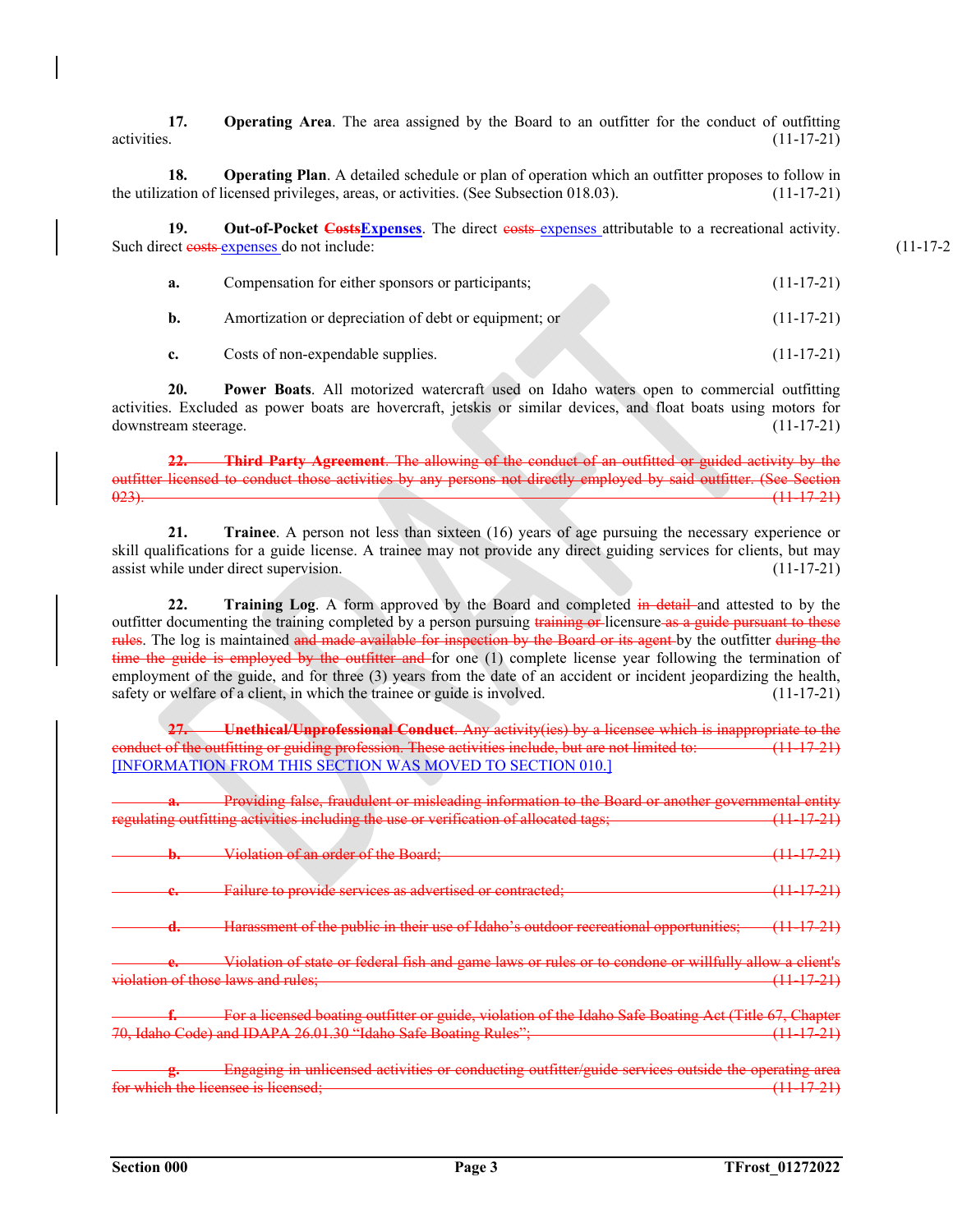**17. Operating Area**. The area assigned by the Board to an outfitter for the conduct of outfitting activities. (11-17-21)

**18. Operating Plan**. A detailed schedule or plan of operation which an outfitter proposes to follow in the utilization of licensed privileges, areas, or activities. (See Subsection 018.03). (11-17-21)

**19. Out-of-Pocket ~~Costs~~Expenses**. The direct ~~costs~~ expenses attributable to a recreational activity. Such direct ~~costs~~ expenses do not include: (11-17-21)

**a.** Compensation for either sponsors or participants; (11-17-21)

**b.** Amortization or depreciation of debt or equipment; or (11-17-21)

**c.** Costs of non-expendable supplies. (11-17-21)

**20. Power Boats**. All motorized watercraft used on Idaho waters open to commercial outfitting activities. Excluded as power boats are hovercraft, jetskis or similar devices, and float boats using motors for downstream steerage. (11-17-21)

~~**22. Third Party Agreement**. The allowing of the conduct of an outfitted or guided activity by the outfitter licensed to conduct those activities by any persons not directly employed by said outfitter. (See Section 023). (11-17-21)~~

**21. Trainee**. A person not less than sixteen (16) years of age pursuing the necessary experience or skill qualifications for a guide license. A trainee may not provide any direct guiding services for clients, but may assist while under direct supervision. (11-17-21)

**22. Training Log**. A form approved by the Board and completed ~~in detail~~ and attested to by the outfitter documenting the training completed by a person pursuing ~~training or~~ licensure ~~as a guide pursuant to these rules~~. The log is maintained ~~and made available for inspection by the Board or its agent~~ by the outfitter ~~during the time the guide is employed by the outfitter and~~ for one (1) complete license year following the termination of employment of the guide, and for three (3) years from the date of an accident or incident jeopardizing the health, safety or welfare of a client, in which the trainee or guide is involved. (11-17-21)

~~**27. Unethical/Unprofessional Conduct**. Any activity(ies) by a licensee which is inappropriate to the conduct of the outfitting or guiding profession. These activities include, but are not limited to: (11-17-21)~~
[INFORMATION FROM THIS SECTION WAS MOVED TO SECTION 010.]

~~**a.** Providing false, fraudulent or misleading information to the Board or another governmental entity regulating outfitting activities including the use or verification of allocated tags; (11-17-21)~~

~~**b.** Violation of an order of the Board; (11-17-21)~~

~~**c.** Failure to provide services as advertised or contracted; (11-17-21)~~

~~**d.** Harassment of the public in their use of Idaho's outdoor recreational opportunities; (11-17-21)~~

~~**e.** Violation of state or federal fish and game laws or rules or to condone or willfully allow a client's violation of those laws and rules; (11-17-21)~~

~~**f.** For a licensed boating outfitter or guide, violation of the Idaho Safe Boating Act (Title 67, Chapter 70, Idaho Code) and IDAPA 26.01.30 "Idaho Safe Boating Rules"; (11-17-21)~~

~~**g.** Engaging in unlicensed activities or conducting outfitter/guide services outside the operating area for which the licensee is licensed; (11-17-21)~~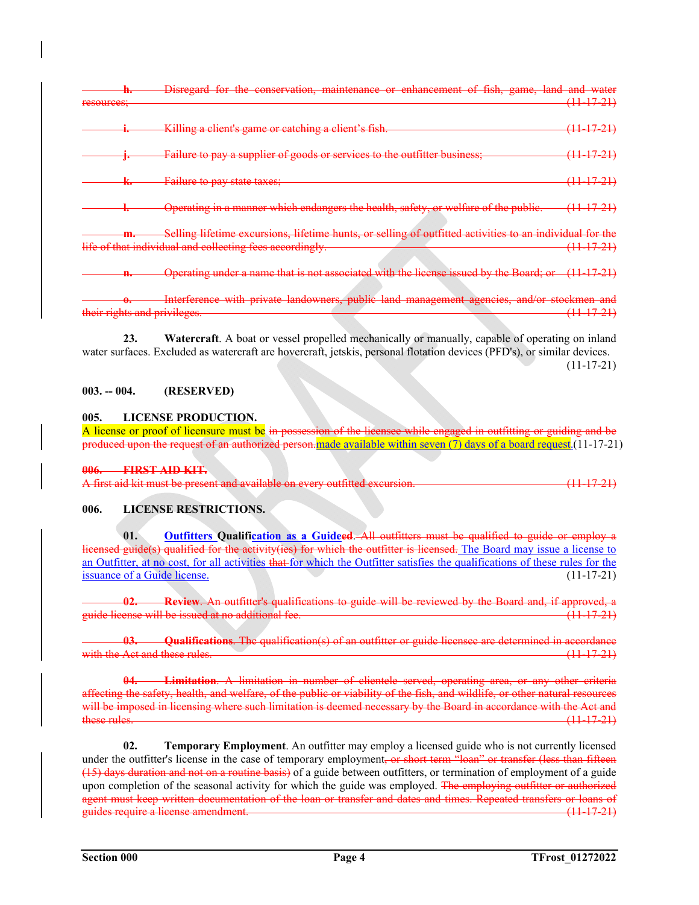~~**h.** Disregard for the conservation, maintenance or enhancement of fish, game, land and water resources; (11-17-21)~~

~~**i.** Killing a client's game or catching a client's fish. (11-17-21)~~

~~**j.** Failure to pay a supplier of goods or services to the outfitter business; (11-17-21)~~

~~**k.** Failure to pay state taxes; (11-17-21)~~

~~**l.** Operating in a manner which endangers the health, safety, or welfare of the public. (11-17-21)~~

~~**m.** Selling lifetime excursions, lifetime hunts, or selling of outfitted activities to an individual for the life of that individual and collecting fees accordingly. (11-17-21)~~

~~**n.** Operating under a name that is not associated with the license issued by the Board; or (11-17-21)~~

~~**o.** Interference with private landowners, public land management agencies, and/or stockmen and their rights and privileges. (11-17-21)~~

**23. Watercraft**. A boat or vessel propelled mechanically or manually, capable of operating on inland water surfaces. Excluded as watercraft are hovercraft, jetskis, personal flotation devices (PFD's), or similar devices. (11-17-21)

**003. -- 004. (RESERVED)**

**005. LICENSE PRODUCTION.**

A license or proof of licensure must be ~~in possession of the licensee while engaged in outfitting or guiding and be produced upon the request of an authorized person.~~ made available within seven (7) days of a board request. (11-17-21)

~~**006. FIRST AID KIT.**~~

~~A first aid kit must be present and available on every outfitted excursion. (11-17-21)~~

**006. LICENSE RESTRICTIONS.**

**01. Outfitters Qualification as a Guide~~ed~~**. ~~All outfitters must be qualified to guide or employ a licensed guide(s) qualified for the activity(ies) for which the outfitter is licensed.~~ The Board may issue a license to an Outfitter, at no cost, for all activities ~~that~~ for which the Outfitter satisfies the qualifications of these rules for the issuance of a Guide license. (11-17-21)

~~**02. Review**. An outfitter's qualifications to guide will be reviewed by the Board and, if approved, a guide license will be issued at no additional fee. (11-17-21)~~

~~**03. Qualifications**. The qualification(s) of an outfitter or guide licensee are determined in accordance with the Act and these rules. (11-17-21)~~

~~**04. Limitation**. A limitation in number of clientele served, operating area, or any other criteria affecting the safety, health, and welfare, of the public or viability of the fish, and wildlife, or other natural resources will be imposed in licensing where such limitation is deemed necessary by the Board in accordance with the Act and these rules. (11-17-21)~~

**02. Temporary Employment**. An outfitter may employ a licensed guide who is not currently licensed under the outfitter's license in the case of temporary employment~~, or short term "loan" or transfer (less than fifteen (15) days duration and not on a routine basis)~~ of a guide between outfitters, or termination of employment of a guide upon completion of the seasonal activity for which the guide was employed. ~~The employing outfitter or authorized agent must keep written documentation of the loan or transfer and dates and times. Repeated transfers or loans of guides require a license amendment.~~ ~~(11-17-21)~~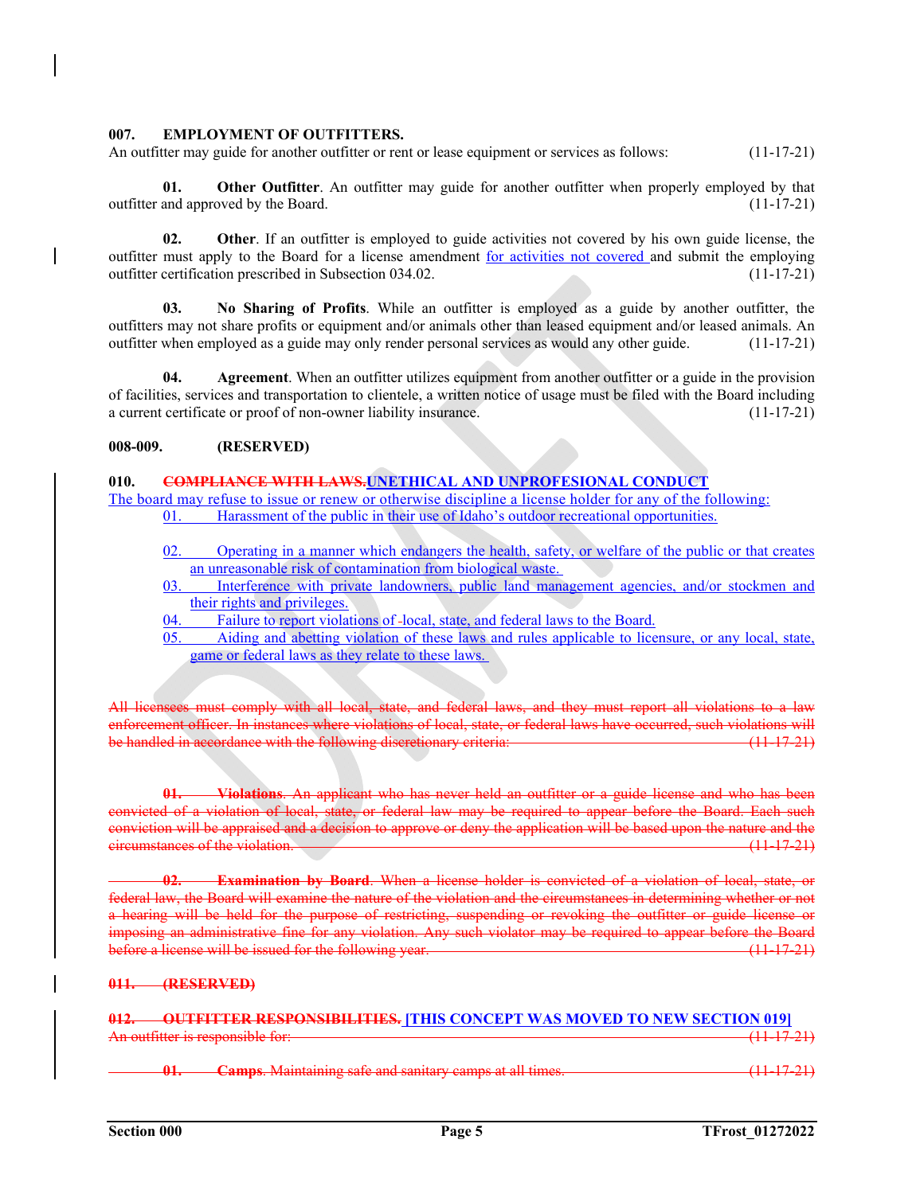**007. EMPLOYMENT OF OUTFITTERS.**

An outfitter may guide for another outfitter or rent or lease equipment or services as follows: (11-17-21)

**01. Other Outfitter**. An outfitter may guide for another outfitter when properly employed by that outfitter and approved by the Board. (11-17-21)

**02. Other**. If an outfitter is employed to guide activities not covered by his own guide license, the outfitter must apply to the Board for a license amendment for activities not covered and submit the employing outfitter certification prescribed in Subsection 034.02. (11-17-21)

**03. No Sharing of Profits**. While an outfitter is employed as a guide by another outfitter, the outfitters may not share profits or equipment and/or animals other than leased equipment and/or leased animals. An outfitter when employed as a guide may only render personal services as would any other guide. (11-17-21)

**04. Agreement**. When an outfitter utilizes equipment from another outfitter or a guide in the provision of facilities, services and transportation to clientele, a written notice of usage must be filed with the Board including a current certificate or proof of non-owner liability insurance. (11-17-21)

**008-009. (RESERVED)**

**010. ~~COMPLIANCE WITH LAWS.~~UNETHICAL AND UNPROFESIONAL CONDUCT**

The board may refuse to issue or renew or otherwise discipline a license holder for any of the following:

01. Harassment of the public in their use of Idaho's outdoor recreational opportunities.

02. Operating in a manner which endangers the health, safety, or welfare of the public or that creates an unreasonable risk of contamination from biological waste.

03. Interference with private landowners, public land management agencies, and/or stockmen and their rights and privileges.

04. Failure to report violations of local, state, and federal laws to the Board.

05. Aiding and abetting violation of these laws and rules applicable to licensure, or any local, state, game or federal laws as they relate to these laws.

~~All licensees must comply with all local, state, and federal laws, and they must report all violations to a law enforcement officer. In instances where violations of local, state, or federal laws have occurred, such violations will be handled in accordance with the following discretionary criteria: (11-17-21)~~

~~**01. Violations**. An applicant who has never held an outfitter or a guide license and who has been convicted of a violation of local, state, or federal law may be required to appear before the Board. Each such conviction will be appraised and a decision to approve or deny the application will be based upon the nature and the circumstances of the violation. (11-17-21)~~

~~**02. Examination by Board**. When a license holder is convicted of a violation of local, state, or federal law, the Board will examine the nature of the violation and the circumstances in determining whether or not a hearing will be held for the purpose of restricting, suspending or revoking the outfitter or guide license or imposing an administrative fine for any violation. Any such violator may be required to appear before the Board before a license will be issued for the following year. (11-17-21)~~

~~**011. (RESERVED)**~~

~~**012. OUTFITTER RESPONSIBILITIES.**~~ **[THIS CONCEPT WAS MOVED TO NEW SECTION 019]**

~~An outfitter is responsible for: (11-17-21)~~

~~**01. Camps**. Maintaining safe and sanitary camps at all times. (11-17-21)~~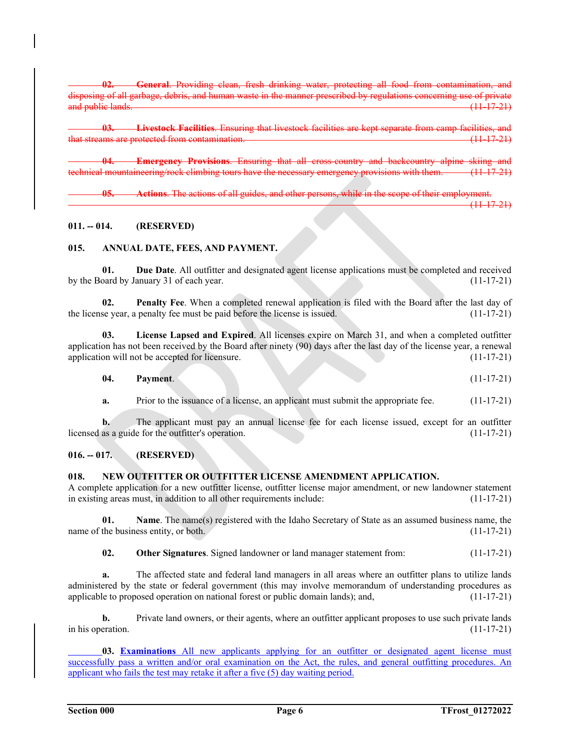~~**02. General**. Providing clean, fresh drinking water, protecting all food from contamination, and disposing of all garbage, debris, and human waste in the manner prescribed by regulations concerning use of private and public lands. (11-17-21)~~

~~**03. Livestock Facilities**. Ensuring that livestock facilities are kept separate from camp facilities, and that streams are protected from contamination. (11-17-21)~~

~~**04. Emergency Provisions**. Ensuring that all cross-country and backcountry alpine skiing and technical mountaineering/rock climbing tours have the necessary emergency provisions with them. (11-17-21)~~

~~**05. Actions**. The actions of all guides, and other persons, while in the scope of their employment. (11-17-21)~~

**011. -- 014. (RESERVED)**

**015. ANNUAL DATE, FEES, AND PAYMENT.**

**01. Due Date**. All outfitter and designated agent license applications must be completed and received by the Board by January 31 of each year. (11-17-21)

**02. Penalty Fee**. When a completed renewal application is filed with the Board after the last day of the license year, a penalty fee must be paid before the license is issued. (11-17-21)

**03. License Lapsed and Expired**. All licenses expire on March 31, and when a completed outfitter application has not been received by the Board after ninety (90) days after the last day of the license year, a renewal application will not be accepted for licensure. (11-17-21)

**04. Payment**. (11-17-21)

**a.** Prior to the issuance of a license, an applicant must submit the appropriate fee. (11-17-21)

**b.** The applicant must pay an annual license fee for each license issued, except for an outfitter licensed as a guide for the outfitter's operation. (11-17-21)

**016. -- 017. (RESERVED)**

**018. NEW OUTFITTER OR OUTFITTER LICENSE AMENDMENT APPLICATION.**

A complete application for a new outfitter license, outfitter license major amendment, or new landowner statement in existing areas must, in addition to all other requirements include: (11-17-21)

**01. Name**. The name(s) registered with the Idaho Secretary of State as an assumed business name, the name of the business entity, or both. (11-17-21)

**02. Other Signatures**. Signed landowner or land manager statement from: (11-17-21)

**a.** The affected state and federal land managers in all areas where an outfitter plans to utilize lands administered by the state or federal government (this may involve memorandum of understanding procedures as applicable to proposed operation on national forest or public domain lands); and, (11-17-21)

**b.** Private land owners, or their agents, where an outfitter applicant proposes to use such private lands in his operation. (11-17-21)

<u>**03. Examinations** All new applicants applying for an outfitter or designated agent license must successfully pass a written and/or oral examination on the Act, the rules, and general outfitting procedures. An applicant who fails the test may retake it after a five (5) day waiting period.</u>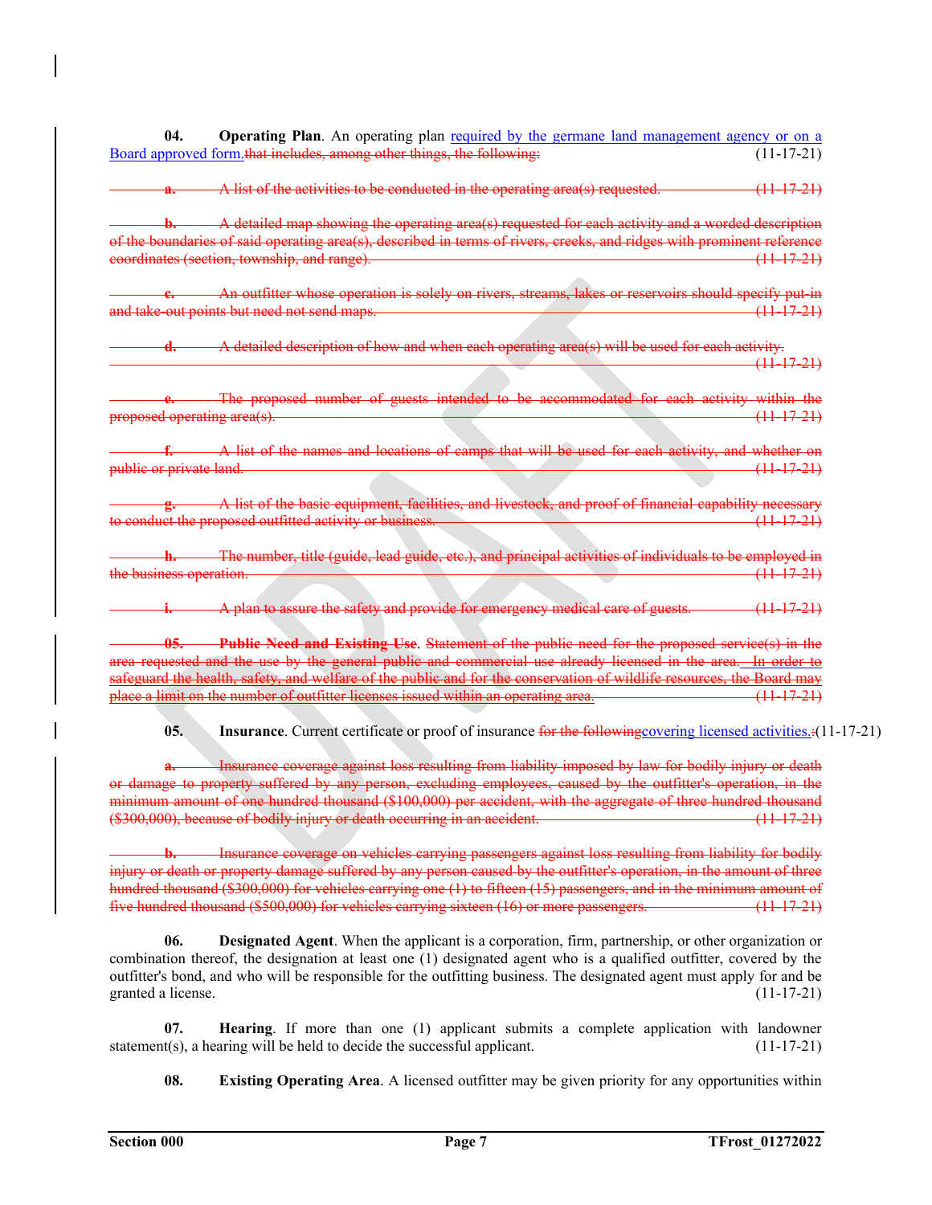**04. Operating Plan**. An operating plan required by the germane land management agency or on a Board approved form.~~that includes, among other things, the following:~~ (11-17-21)

~~**a.** A list of the activities to be conducted in the operating area(s) requested. (11-17-21)~~

~~**b.** A detailed map showing the operating area(s) requested for each activity and a worded description of the boundaries of said operating area(s), described in terms of rivers, creeks, and ridges with prominent reference coordinates (section, township, and range). (11-17-21)~~

~~**c.** An outfitter whose operation is solely on rivers, streams, lakes or reservoirs should specify put-in and take-out points but need not send maps. (11-17-21)~~

~~**d.** A detailed description of how and when each operating area(s) will be used for each activity. (11-17-21)~~

~~**e.** The proposed number of guests intended to be accommodated for each activity within the proposed operating area(s). (11-17-21)~~

~~**f.** A list of the names and locations of camps that will be used for each activity, and whether on public or private land. (11-17-21)~~

~~**g.** A list of the basic equipment, facilities, and livestock, and proof of financial capability necessary to conduct the proposed outfitted activity or business. (11-17-21)~~

~~**h.** The number, title (guide, lead guide, etc.), and principal activities of individuals to be employed in the business operation. (11-17-21)~~

~~**i.** A plan to assure the safety and provide for emergency medical care of guests. (11-17-21)~~

~~**05. Public Need and Existing Use**. Statement of the public need for the proposed service(s) in the area requested and the use by the general public and commercial use already licensed in the area. In order to safeguard the health, safety, and welfare of the public and for the conservation of wildlife resources, the Board may place a limit on the number of outfitter licenses issued within an operating area. (11-17-21)~~

**05. Insurance**. Current certificate or proof of insurance ~~for the following~~covering licensed activities.~~:~~(11-17-21)

~~**a.** Insurance coverage against loss resulting from liability imposed by law for bodily injury or death or damage to property suffered by any person, excluding employees, caused by the outfitter's operation, in the minimum amount of one hundred thousand ($100,000) per accident, with the aggregate of three hundred thousand ($300,000), because of bodily injury or death occurring in an accident. (11-17-21)~~

~~**b.** Insurance coverage on vehicles carrying passengers against loss resulting from liability for bodily injury or death or property damage suffered by any person caused by the outfitter's operation, in the amount of three hundred thousand ($300,000) for vehicles carrying one (1) to fifteen (15) passengers, and in the minimum amount of five hundred thousand ($500,000) for vehicles carrying sixteen (16) or more passengers. (11-17-21)~~

**06. Designated Agent**. When the applicant is a corporation, firm, partnership, or other organization or combination thereof, the designation at least one (1) designated agent who is a qualified outfitter, covered by the outfitter's bond, and who will be responsible for the outfitting business. The designated agent must apply for and be granted a license. (11-17-21)

**07. Hearing**. If more than one (1) applicant submits a complete application with landowner statement(s), a hearing will be held to decide the successful applicant. (11-17-21)

**08. Existing Operating Area**. A licensed outfitter may be given priority for any opportunities within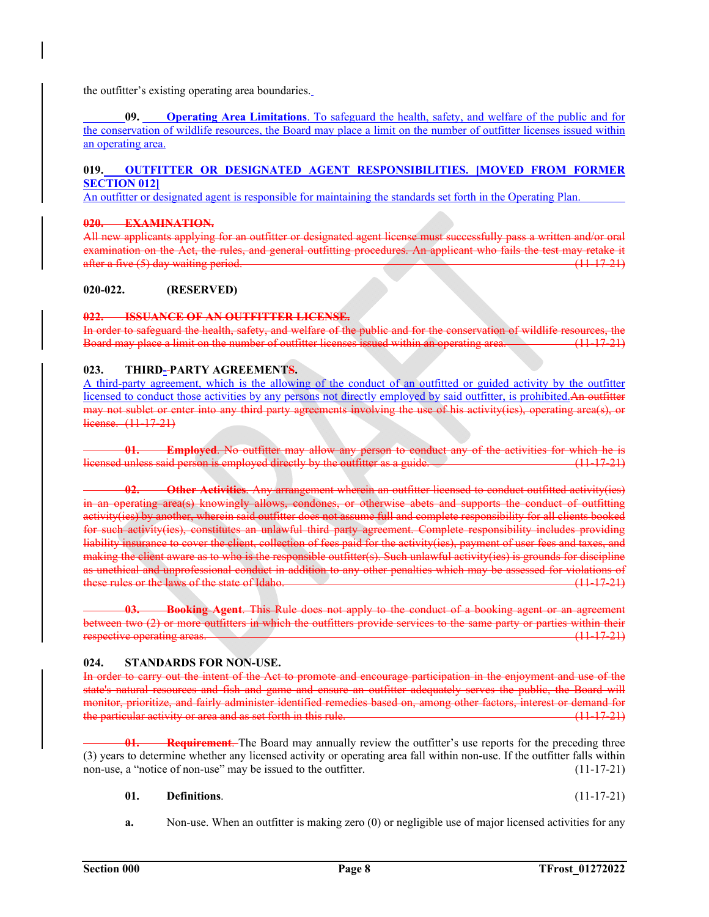the outfitter's existing operating area boundaries.

**09. Operating Area Limitations**. To safeguard the health, safety, and welfare of the public and for the conservation of wildlife resources, the Board may place a limit on the number of outfitter licenses issued within an operating area.

**019. OUTFITTER OR DESIGNATED AGENT RESPONSIBILITIES. [MOVED FROM FORMER SECTION 012]**

An outfitter or designated agent is responsible for maintaining the standards set forth in the Operating Plan.

~~**020. EXAMINATION.**~~

~~All new applicants applying for an outfitter or designated agent license must successfully pass a written and/or oral examination on the Act, the rules, and general outfitting procedures. An applicant who fails the test may retake it after a five (5) day waiting period. (11-17-21)~~

**020-022. (RESERVED)**

~~**022. ISSUANCE OF AN OUTFITTER LICENSE.**~~

~~In order to safeguard the health, safety, and welfare of the public and for the conservation of wildlife resources, the Board may place a limit on the number of outfitter licenses issued within an operating area. (11-17-21)~~

**023. THIRD-PARTY AGREEMENTS.**

A third-party agreement, which is the allowing of the conduct of an outfitted or guided activity by the outfitter licensed to conduct those activities by any persons not directly employed by said outfitter, is prohibited.~~An outfitter may not sublet or enter into any third party agreements involving the use of his activity(ies), operating area(s), or license. (11-17-21)~~

~~**01. Employed**. No outfitter may allow any person to conduct any of the activities for which he is licensed unless said person is employed directly by the outfitter as a guide. (11-17-21)~~

~~**02. Other Activities**. Any arrangement wherein an outfitter licensed to conduct outfitted activity(ies) in an operating area(s) knowingly allows, condones, or otherwise abets and supports the conduct of outfitting activity(ies) by another, wherein said outfitter does not assume full and complete responsibility for all clients booked for such activity(ies), constitutes an unlawful third party agreement. Complete responsibility includes providing liability insurance to cover the client, collection of fees paid for the activity(ies), payment of user fees and taxes, and making the client aware as to who is the responsible outfitter(s). Such unlawful activity(ies) is grounds for discipline as unethical and unprofessional conduct in addition to any other penalties which may be assessed for violations of these rules or the laws of the state of Idaho. (11-17-21)~~

~~**03. Booking Agent**. This Rule does not apply to the conduct of a booking agent or an agreement between two (2) or more outfitters in which the outfitters provide services to the same party or parties within their respective operating areas. (11-17-21)~~

**024. STANDARDS FOR NON-USE.**

~~In order to carry out the intent of the Act to promote and encourage participation in the enjoyment and use of the state's natural resources and fish and game and ensure an outfitter adequately serves the public, the Board will monitor, prioritize, and fairly administer identified remedies based on, among other factors, interest or demand for the particular activity or area and as set forth in this rule. (11-17-21)~~

~~**01. Requirement**.~~ The Board may annually review the outfitter's use reports for the preceding three (3) years to determine whether any licensed activity or operating area fall within non-use. If the outfitter falls within non-use, a "notice of non-use" may be issued to the outfitter. (11-17-21)

**01. Definitions**. (11-17-21)

**a.** Non-use. When an outfitter is making zero (0) or negligible use of major licensed activities for any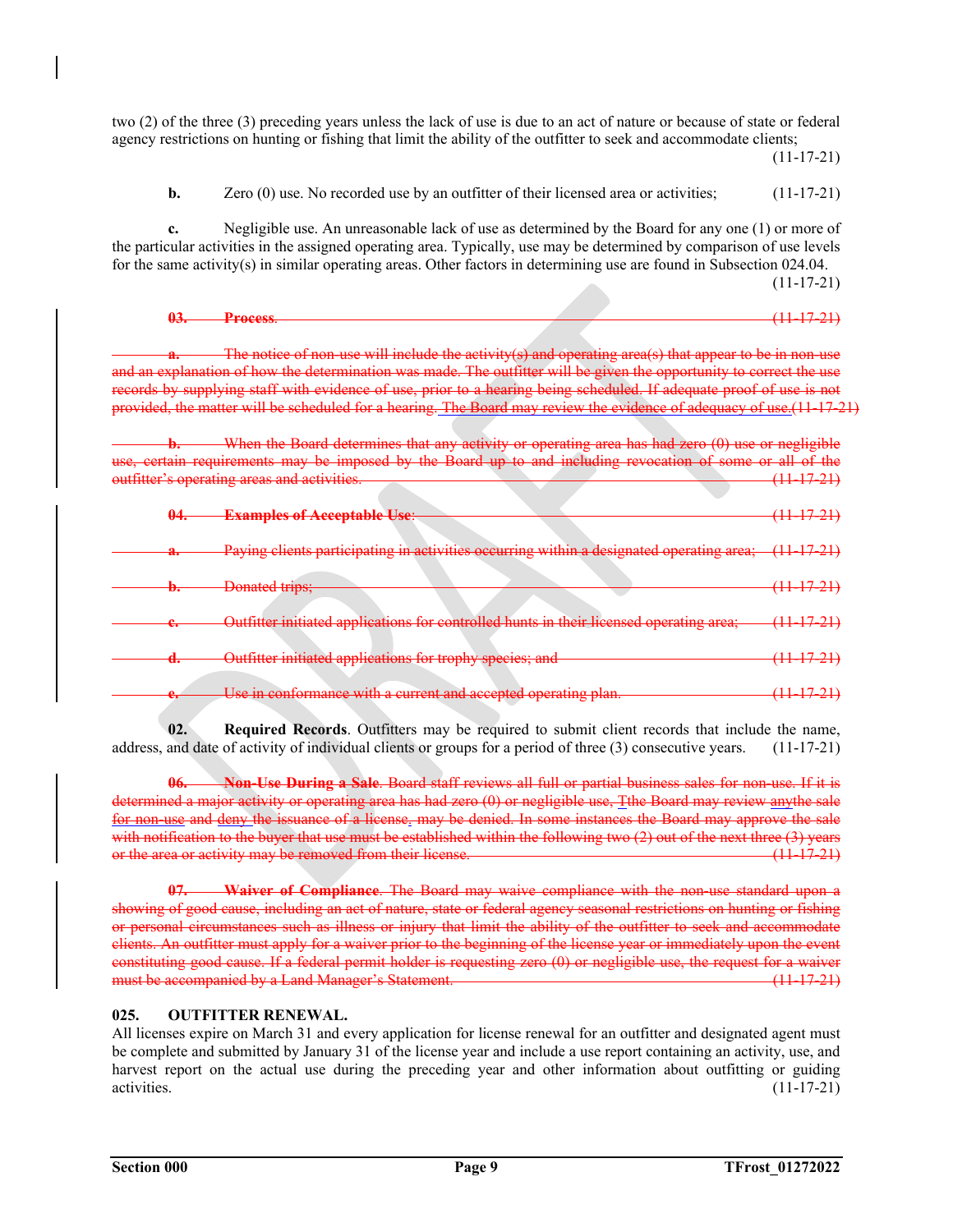two (2) of the three (3) preceding years unless the lack of use is due to an act of nature or because of state or federal agency restrictions on hunting or fishing that limit the ability of the outfitter to seek and accommodate clients; (11-17-21)

**b.** Zero (0) use. No recorded use by an outfitter of their licensed area or activities; (11-17-21)

**c.** Negligible use. An unreasonable lack of use as determined by the Board for any one (1) or more of the particular activities in the assigned operating area. Typically, use may be determined by comparison of use levels for the same activity(s) in similar operating areas. Other factors in determining use are found in Subsection 024.04. (11-17-21)

~~**03.** **Process**. (11-17-21)~~

~~**a.** The notice of non-use will include the activity(s) and operating area(s) that appear to be in non-use and an explanation of how the determination was made. The outfitter will be given the opportunity to correct the use records by supplying staff with evidence of use, prior to a hearing being scheduled. If adequate proof of use is not provided, the matter will be scheduled for a hearing.~~ The Board may review the evidence of adequacy of use.(11-17-21)

~~**b.** When the Board determines that any activity or operating area has had zero (0) use or negligible use, certain requirements may be imposed by the Board up to and including revocation of some or all of the outfitter's operating areas and activities. (11-17-21)~~

~~**04.** **Examples of Acceptable Use**: (11-17-21)~~

~~**a.** Paying clients participating in activities occurring within a designated operating area; (11-17-21)~~

~~**b.** Donated trips; (11-17-21)~~

~~**c.** Outfitter initiated applications for controlled hunts in their licensed operating area; (11-17-21)~~

~~**d.** Outfitter initiated applications for trophy species; and (11-17-21)~~

~~**e.** Use in conformance with a current and accepted operating plan. (11-17-21)~~

**02.** **Required Records**. Outfitters may be required to submit client records that include the name, address, and date of activity of individual clients or groups for a period of three (3) consecutive years. (11-17-21)

~~**06.** **Non-Use During a Sale**. Board staff reviews all full or partial business sales for non-use. If it is determined a major activity or operating area has had zero (0) or negligible use, T~~the Board may review ~~any~~the sale ~~for non-use~~ and deny the issuance of a license~~, may be denied. In some instances the Board may approve the sale with notification to the buyer that use must be established within the following two (2) out of the next three (3) years or the area or activity may be removed from their license. (11-17-21)~~

~~**07.** **Waiver of Compliance**. The Board may waive compliance with the non-use standard upon a showing of good cause, including an act of nature, state or federal agency seasonal restrictions on hunting or fishing or personal circumstances such as illness or injury that limit the ability of the outfitter to seek and accommodate clients. An outfitter must apply for a waiver prior to the beginning of the license year or immediately upon the event constituting good cause. If a federal permit holder is requesting zero (0) or negligible use, the request for a waiver must be accompanied by a Land Manager's Statement. (11-17-21)~~

## 025. OUTFITTER RENEWAL.

All licenses expire on March 31 and every application for license renewal for an outfitter and designated agent must be complete and submitted by January 31 of the license year and include a use report containing an activity, use, and harvest report on the actual use during the preceding year and other information about outfitting or guiding activities. (11-17-21)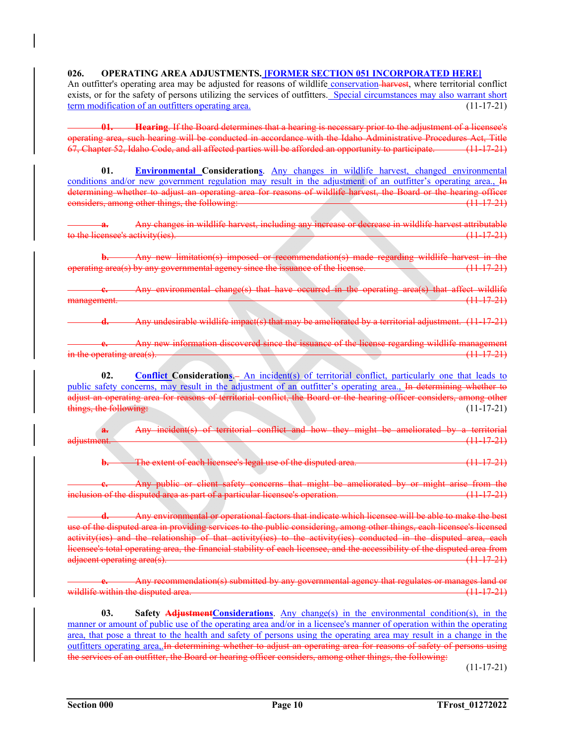**026. OPERATING AREA ADJUSTMENTS. [FORMER SECTION 051 INCORPORATED HERE]**
An outfitter's operating area may be adjusted for reasons of wildlife conservation ~~harvest~~, where territorial conflict exists, or for the safety of persons utilizing the services of outfitters. Special circumstances may also warrant short term modification of an outfitters operating area. (11-17-21)

~~**01. Hearing**. If the Board determines that a hearing is necessary prior to the adjustment of a licensee's operating area, such hearing will be conducted in accordance with the Idaho Administrative Procedures Act, Title 67, Chapter 52, Idaho Code, and all affected parties will be afforded an opportunity to participate. (11-17-21)~~

**01. Environmental Considerations**. Any changes in wildlife harvest, changed environmental conditions and/or new government regulation may result in the adjustment of an outfitter's operating area., ~~In determining whether to adjust an operating area for reasons of wildlife harvest, the Board or the hearing officer considers, among other things, the following: (11-17-21)~~

~~**a.** Any changes in wildlife harvest, including any increase or decrease in wildlife harvest attributable to the licensee's activity(ies). (11-17-21)~~

~~**b.** Any new limitation(s) imposed or recommendation(s) made regarding wildlife harvest in the operating area(s) by any governmental agency since the issuance of the license. (11-17-21)~~

~~**c.** Any environmental change(s) that have occurred in the operating area(s) that affect wildlife management. (11-17-21)~~

~~**d.** Any undesirable wildlife impact(s) that may be ameliorated by a territorial adjustment. (11-17-21)~~

~~**e.** Any new information discovered since the issuance of the license regarding wildlife management in the operating area(s). (11-17-21)~~

**02. Conflict Considerations**.– An incident(s) of territorial conflict, particularly one that leads to public safety concerns, may result in the adjustment of an outfitter's operating area., ~~In determining whether to adjust an operating area for reasons of territorial conflict, the Board or the hearing officer considers, among other things, the following:~~ (11-17-21)

~~**a.** Any incident(s) of territorial conflict and how they might be ameliorated by a territorial adjustment. (11-17-21)~~

~~**b.** The extent of each licensee's legal use of the disputed area. (11-17-21)~~

~~**c.** Any public or client safety concerns that might be ameliorated by or might arise from the inclusion of the disputed area as part of a particular licensee's operation. (11-17-21)~~

~~**d.** Any environmental or operational factors that indicate which licensee will be able to make the best use of the disputed area in providing services to the public considering, among other things, each licensee's licensed activity(ies) and the relationship of that activity(ies) to the activity(ies) conducted in the disputed area, each licensee's total operating area, the financial stability of each licensee, and the accessibility of the disputed area from adjacent operating area(s). (11-17-21)~~

~~**e.** Any recommendation(s) submitted by any governmental agency that regulates or manages land or wildlife within the disputed area. (11-17-21)~~

**03. Safety ~~Adjustment~~Considerations**. Any change(s) in the environmental condition(s), in the manner or amount of public use of the operating area and/or in a licensee's manner of operation within the operating area, that pose a threat to the health and safety of persons using the operating area may result in a change in the outfitters operating area.,~~In determining whether to adjust an operating area for reasons of safety of persons using the services of an outfitter, the Board or hearing officer considers, among other things, the following:~~
(11-17-21)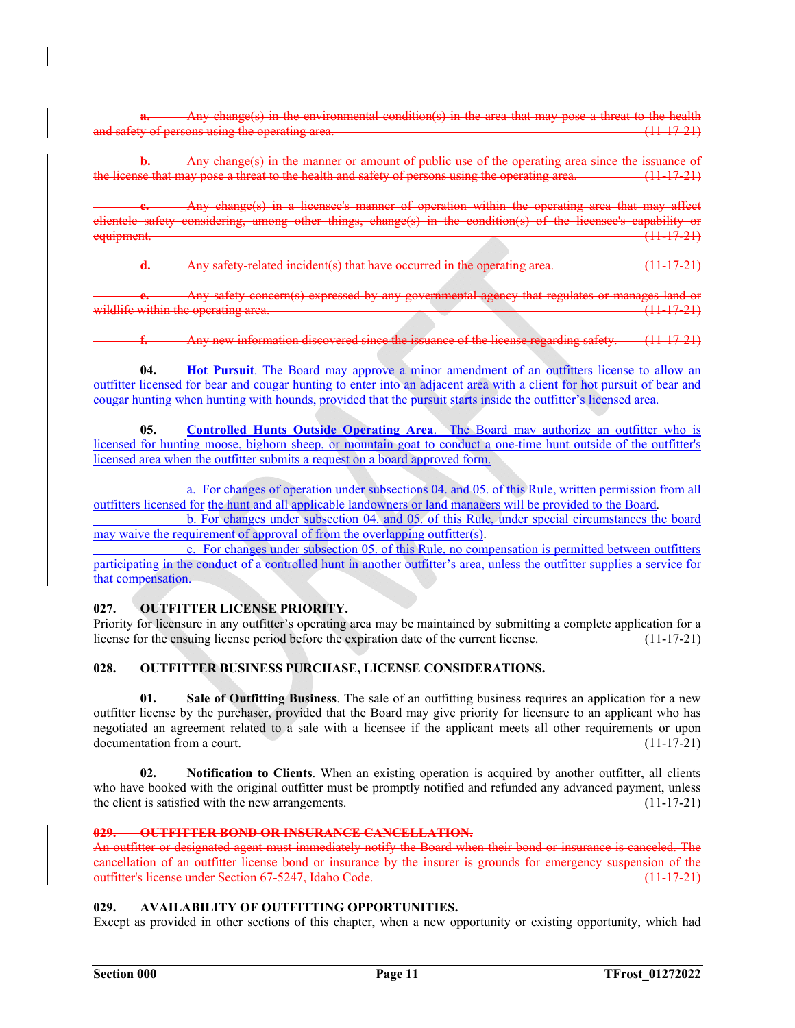~~**a.** Any change(s) in the environmental condition(s) in the area that may pose a threat to the health and safety of persons using the operating area. (11-17-21)~~

~~**b.** Any change(s) in the manner or amount of public use of the operating area since the issuance of the license that may pose a threat to the health and safety of persons using the operating area. (11-17-21)~~

~~**c.** Any change(s) in a licensee's manner of operation within the operating area that may affect clientele safety considering, among other things, change(s) in the condition(s) of the licensee's capability or equipment. (11-17-21)~~

~~**d.** Any safety-related incident(s) that have occurred in the operating area. (11-17-21)~~

~~**e.** Any safety concern(s) expressed by any governmental agency that regulates or manages land or wildlife within the operating area. (11-17-21)~~

~~**f.** Any new information discovered since the issuance of the license regarding safety. (11-17-21)~~

**04.** **Hot Pursuit**. The Board may approve a minor amendment of an outfitters license to allow an outfitter licensed for bear and cougar hunting to enter into an adjacent area with a client for hot pursuit of bear and cougar hunting when hunting with hounds, provided that the pursuit starts inside the outfitter's licensed area.

**05.** **Controlled Hunts Outside Operating Area**. The Board may authorize an outfitter who is licensed for hunting moose, bighorn sheep, or mountain goat to conduct a one-time hunt outside of the outfitter's licensed area when the outfitter submits a request on a board approved form.

a. For changes of operation under subsections 04. and 05. of this Rule, written permission from all outfitters licensed for the hunt and all applicable landowners or land managers will be provided to the Board.

b. For changes under subsection 04. and 05. of this Rule, under special circumstances the board may waive the requirement of approval of from the overlapping outfitter(s).

c. For changes under subsection 05. of this Rule, no compensation is permitted between outfitters participating in the conduct of a controlled hunt in another outfitter's area, unless the outfitter supplies a service for that compensation.

## 027. OUTFITTER LICENSE PRIORITY.

Priority for licensure in any outfitter's operating area may be maintained by submitting a complete application for a license for the ensuing license period before the expiration date of the current license. (11-17-21)

## 028. OUTFITTER BUSINESS PURCHASE, LICENSE CONSIDERATIONS.

**01.** **Sale of Outfitting Business**. The sale of an outfitting business requires an application for a new outfitter license by the purchaser, provided that the Board may give priority for licensure to an applicant who has negotiated an agreement related to a sale with a licensee if the applicant meets all other requirements or upon documentation from a court. (11-17-21)

**02.** **Notification to Clients**. When an existing operation is acquired by another outfitter, all clients who have booked with the original outfitter must be promptly notified and refunded any advanced payment, unless the client is satisfied with the new arrangements. (11-17-21)

~~**029. OUTFITTER BOND OR INSURANCE CANCELLATION.**~~

~~An outfitter or designated agent must immediately notify the Board when their bond or insurance is canceled. The cancellation of an outfitter license bond or insurance by the insurer is grounds for emergency suspension of the outfitter's license under Section 67-5247, Idaho Code. (11-17-21)~~

## 029. AVAILABILITY OF OUTFITTING OPPORTUNITIES.

Except as provided in other sections of this chapter, when a new opportunity or existing opportunity, which had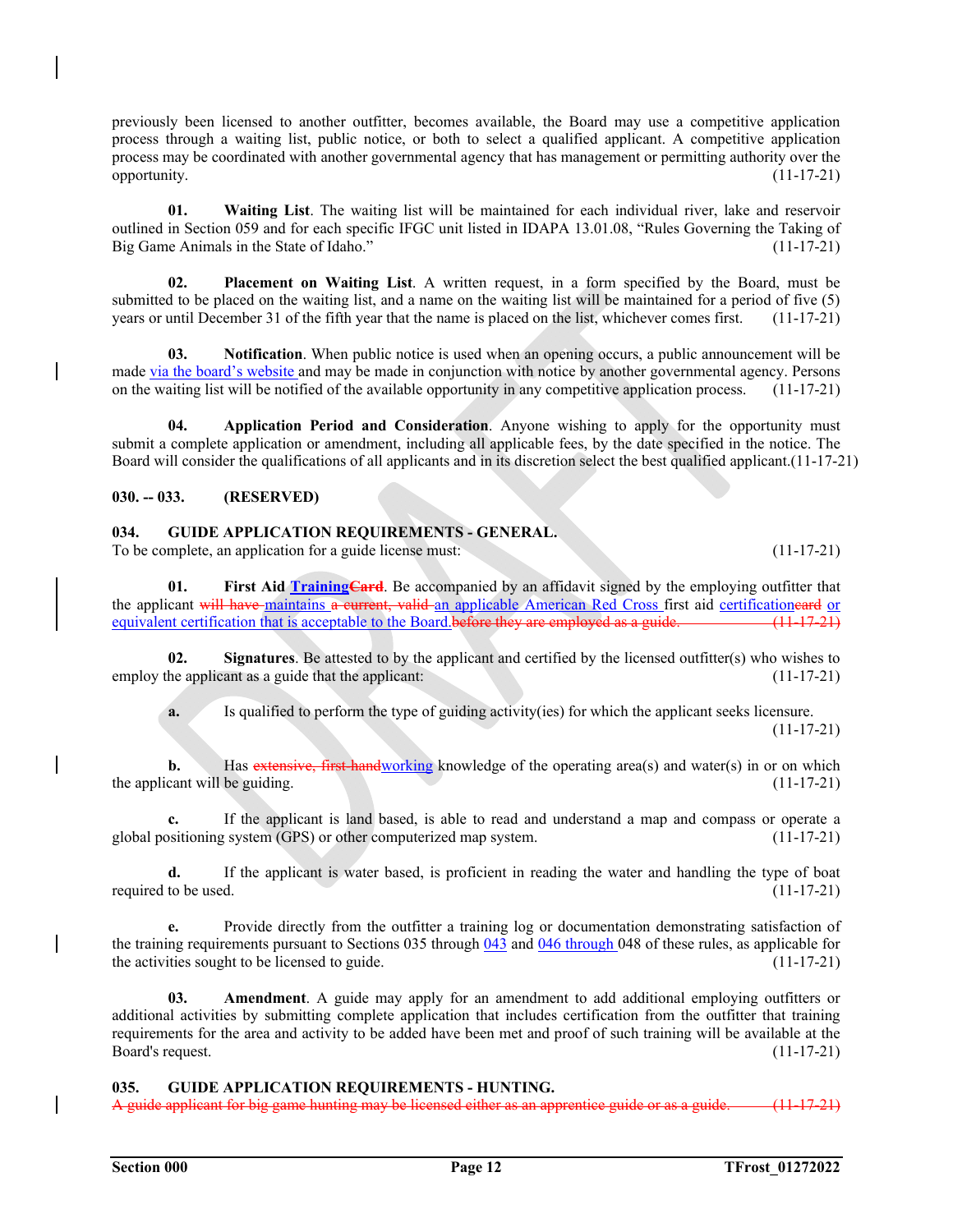previously been licensed to another outfitter, becomes available, the Board may use a competitive application process through a waiting list, public notice, or both to select a qualified applicant. A competitive application process may be coordinated with another governmental agency that has management or permitting authority over the opportunity. (11-17-21)

**01. Waiting List**. The waiting list will be maintained for each individual river, lake and reservoir outlined in Section 059 and for each specific IFGC unit listed in IDAPA 13.01.08, "Rules Governing the Taking of Big Game Animals in the State of Idaho." (11-17-21)

**02. Placement on Waiting List**. A written request, in a form specified by the Board, must be submitted to be placed on the waiting list, and a name on the waiting list will be maintained for a period of five (5) years or until December 31 of the fifth year that the name is placed on the list, whichever comes first. (11-17-21)

**03. Notification**. When public notice is used when an opening occurs, a public announcement will be made via the board's website and may be made in conjunction with notice by another governmental agency. Persons on the waiting list will be notified of the available opportunity in any competitive application process. (11-17-21)

**04. Application Period and Consideration**. Anyone wishing to apply for the opportunity must submit a complete application or amendment, including all applicable fees, by the date specified in the notice. The Board will consider the qualifications of all applicants and in its discretion select the best qualified applicant.(11-17-21)

**030. -- 033. (RESERVED)**

**034. GUIDE APPLICATION REQUIREMENTS - GENERAL.**

To be complete, an application for a guide license must: (11-17-21)

**01. First Aid ~~Card~~Training**. Be accompanied by an affidavit signed by the employing outfitter that the applicant ~~will have~~ maintains ~~a current, valid~~ an applicable American Red Cross first aid ~~card~~certification or equivalent certification that is acceptable to the Board.~~before they are employed as a guide. (11-17-21)~~

**02. Signatures**. Be attested to by the applicant and certified by the licensed outfitter(s) who wishes to employ the applicant as a guide that the applicant: (11-17-21)

**a.** Is qualified to perform the type of guiding activity(ies) for which the applicant seeks licensure. (11-17-21)

**b.** Has ~~extensive, first-hand~~working knowledge of the operating area(s) and water(s) in or on which the applicant will be guiding. (11-17-21)

**c.** If the applicant is land based, is able to read and understand a map and compass or operate a global positioning system (GPS) or other computerized map system. (11-17-21)

**d.** If the applicant is water based, is proficient in reading the water and handling the type of boat required to be used. (11-17-21)

**e.** Provide directly from the outfitter a training log or documentation demonstrating satisfaction of the training requirements pursuant to Sections 035 through 043 and 046 through 048 of these rules, as applicable for the activities sought to be licensed to guide. (11-17-21)

**03. Amendment**. A guide may apply for an amendment to add additional employing outfitters or additional activities by submitting complete application that includes certification from the outfitter that training requirements for the area and activity to be added have been met and proof of such training will be available at the Board's request. (11-17-21)

**035. GUIDE APPLICATION REQUIREMENTS - HUNTING.**

~~A guide applicant for big game hunting may be licensed either as an apprentice guide or as a guide. (11-17-21)~~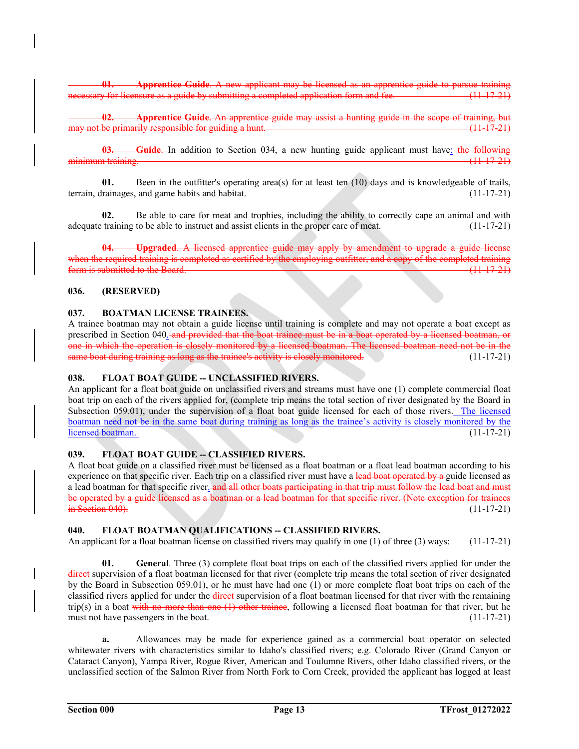~~**01. Apprentice Guide**. A new applicant may be licensed as an apprentice guide to pursue training necessary for licensure as a guide by submitting a completed application form and fee. (11-17-21)~~

~~**02. Apprentice Guide**. An apprentice guide may assist a hunting guide in the scope of training, but may not be primarily responsible for guiding a hunt. (11-17-21)~~

~~**03. Guide.**~~ In addition to Section 034, a new hunting guide applicant must have: ~~the following minimum training. (11-17-21)~~

**01.** Been in the outfitter's operating area(s) for at least ten (10) days and is knowledgeable of trails, terrain, drainages, and game habits and habitat. (11-17-21)

**02.** Be able to care for meat and trophies, including the ability to correctly cape an animal and with adequate training to be able to instruct and assist clients in the proper care of meat. (11-17-21)

~~**04. Upgraded**. A licensed apprentice guide may apply by amendment to upgrade a guide license when the required training is completed as certified by the employing outfitter, and a copy of the completed training form is submitted to the Board. (11-17-21)~~

**036. (RESERVED)**

**037. BOATMAN LICENSE TRAINEES.**

A trainee boatman may not obtain a guide license until training is complete and may not operate a boat except as prescribed in Section 040. ~~and provided that the boat trainee must be in a boat operated by a licensed boatman, or one in which the operation is closely monitored by a licensed boatman. The licensed boatman need not be in the same boat during training as long as the trainee's activity is closely monitored.~~ (11-17-21)

**038. FLOAT BOAT GUIDE -- UNCLASSIFIED RIVERS.**

An applicant for a float boat guide on unclassified rivers and streams must have one (1) complete commercial float boat trip on each of the rivers applied for, (complete trip means the total section of river designated by the Board in Subsection 059.01), under the supervision of a float boat guide licensed for each of those rivers. The licensed boatman need not be in the same boat during training as long as the trainee's activity is closely monitored by the licensed boatman. (11-17-21)

**039. FLOAT BOAT GUIDE -- CLASSIFIED RIVERS.**

A float boat guide on a classified river must be licensed as a float boatman or a float lead boatman according to his experience on that specific river. Each trip on a classified river must have a ~~lead boat operated by a~~ guide licensed as a lead boatman for that specific river. ~~and all other boats participating in that trip must follow the lead boat and must be operated by a guide licensed as a boatman or a lead boatman for that specific river. (Note exception for trainees in Section 040).~~ (11-17-21)

**040. FLOAT BOATMAN QUALIFICATIONS -- CLASSIFIED RIVERS.**

An applicant for a float boatman license on classified rivers may qualify in one (1) of three (3) ways: (11-17-21)

**01. General**. Three (3) complete float boat trips on each of the classified rivers applied for under the ~~direct~~ supervision of a float boatman licensed for that river (complete trip means the total section of river designated by the Board in Subsection 059.01), or he must have had one (1) or more complete float boat trips on each of the classified rivers applied for under the ~~direct~~ supervision of a float boatman licensed for that river with the remaining trip(s) in a boat ~~with no more than one (1) other trainee~~, following a licensed float boatman for that river, but he must not have passengers in the boat. (11-17-21)

**a.** Allowances may be made for experience gained as a commercial boat operator on selected whitewater rivers with characteristics similar to Idaho's classified rivers; e.g. Colorado River (Grand Canyon or Cataract Canyon), Yampa River, Rogue River, American and Toulumne Rivers, other Idaho classified rivers, or the unclassified section of the Salmon River from North Fork to Corn Creek, provided the applicant has logged at least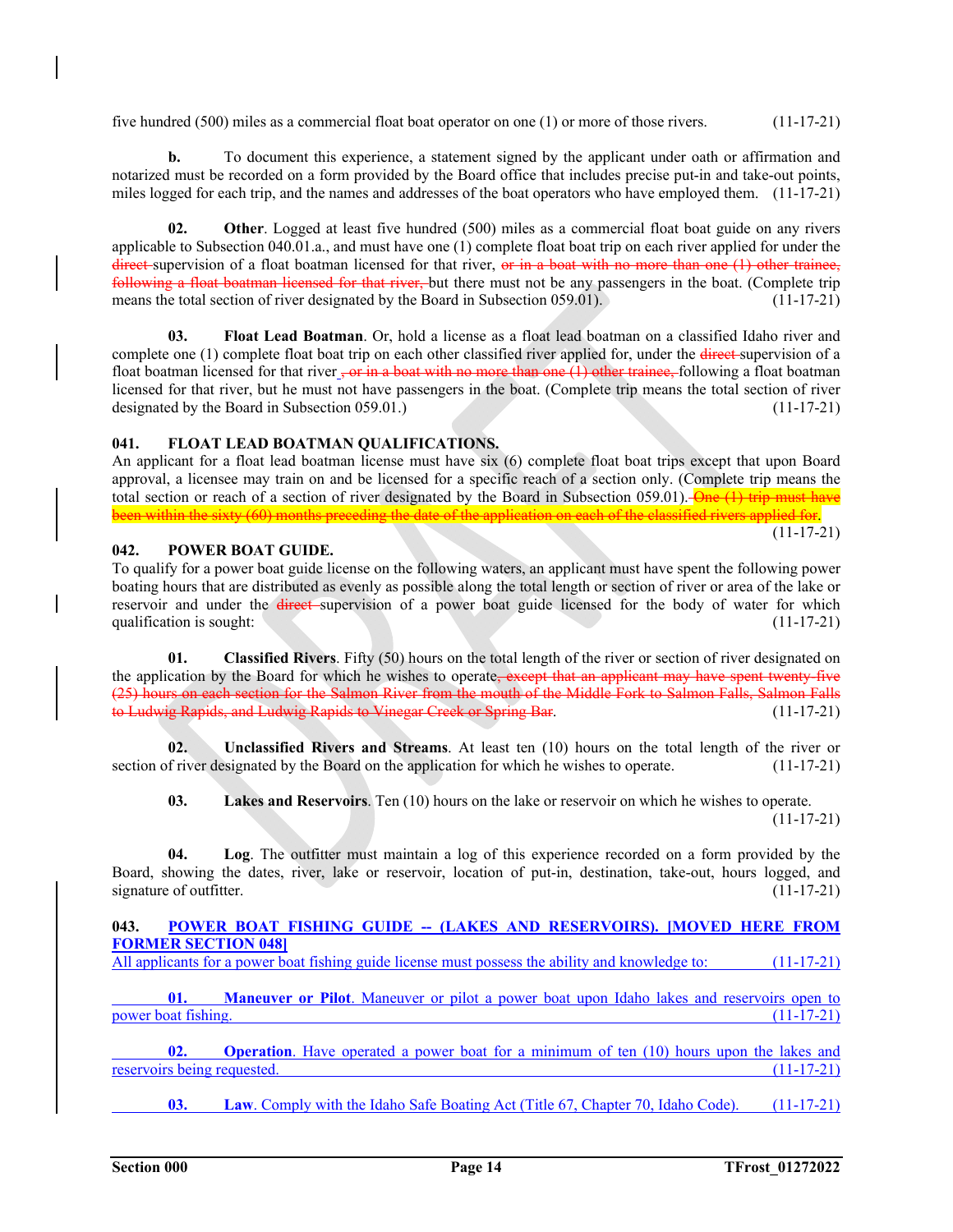five hundred (500) miles as a commercial float boat operator on one (1) or more of those rivers. (11-17-21)

**b.** To document this experience, a statement signed by the applicant under oath or affirmation and notarized must be recorded on a form provided by the Board office that includes precise put-in and take-out points, miles logged for each trip, and the names and addresses of the boat operators who have employed them. (11-17-21)

**02. Other**. Logged at least five hundred (500) miles as a commercial float boat guide on any rivers applicable to Subsection 040.01.a., and must have one (1) complete float boat trip on each river applied for under the ~~direct~~ supervision of a float boatman licensed for that river, ~~or in a boat with no more than one (1) other trainee, following a float boatman licensed for that river,~~ but there must not be any passengers in the boat. (Complete trip means the total section of river designated by the Board in Subsection 059.01). (11-17-21)

**03. Float Lead Boatman**. Or, hold a license as a float lead boatman on a classified Idaho river and complete one (1) complete float boat trip on each other classified river applied for, under the ~~direct~~ supervision of a float boatman licensed for that river ~~, or in a boat with no more than one (1) other trainee,~~ following a float boatman licensed for that river, but he must not have passengers in the boat. (Complete trip means the total section of river designated by the Board in Subsection 059.01.) (11-17-21)

## 041. FLOAT LEAD BOATMAN QUALIFICATIONS.

An applicant for a float lead boatman license must have six (6) complete float boat trips except that upon Board approval, a licensee may train on and be licensed for a specific reach of a section only. (Complete trip means the total section or reach of a section of river designated by the Board in Subsection 059.01). ~~One (1) trip must have been within the sixty (60) months preceding the date of the application on each of the classified rivers applied for.~~ (11-17-21)

## 042. POWER BOAT GUIDE.

To qualify for a power boat guide license on the following waters, an applicant must have spent the following power boating hours that are distributed as evenly as possible along the total length or section of river or area of the lake or reservoir and under the ~~direct~~ supervision of a power boat guide licensed for the body of water for which qualification is sought: (11-17-21)

**01. Classified Rivers**. Fifty (50) hours on the total length of the river or section of river designated on the application by the Board for which he wishes to operate~~, except that an applicant may have spent twenty-five (25) hours on each section for the Salmon River from the mouth of the Middle Fork to Salmon Falls, Salmon Falls to Ludwig Rapids, and Ludwig Rapids to Vinegar Creek or Spring Bar~~. (11-17-21)

**02. Unclassified Rivers and Streams**. At least ten (10) hours on the total length of the river or section of river designated by the Board on the application for which he wishes to operate. (11-17-21)

**03. Lakes and Reservoirs**. Ten (10) hours on the lake or reservoir on which he wishes to operate. (11-17-21)

**04. Log**. The outfitter must maintain a log of this experience recorded on a form provided by the Board, showing the dates, river, lake or reservoir, location of put-in, destination, take-out, hours logged, and signature of outfitter. (11-17-21)

## 043. POWER BOAT FISHING GUIDE -- (LAKES AND RESERVOIRS). [MOVED HERE FROM FORMER SECTION 048]

All applicants for a power boat fishing guide license must possess the ability and knowledge to: (11-17-21)

**01. Maneuver or Pilot**. Maneuver or pilot a power boat upon Idaho lakes and reservoirs open to power boat fishing. (11-17-21)

**02. Operation**. Have operated a power boat for a minimum of ten (10) hours upon the lakes and reservoirs being requested. (11-17-21)

**03. Law**. Comply with the Idaho Safe Boating Act (Title 67, Chapter 70, Idaho Code). (11-17-21)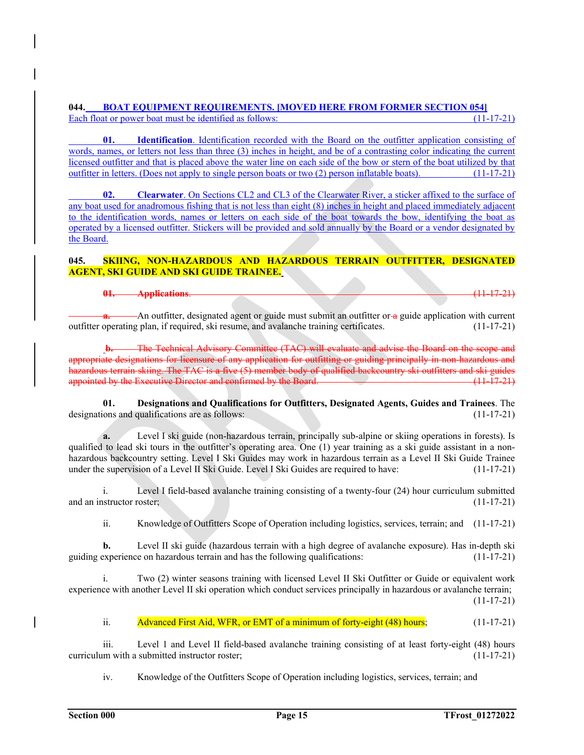**044. BOAT EQUIPMENT REQUIREMENTS. [MOVED HERE FROM FORMER SECTION 054]**
Each float or power boat must be identified as follows: (11-17-21)

**01. Identification**. Identification recorded with the Board on the outfitter application consisting of words, names, or letters not less than three (3) inches in height, and be of a contrasting color indicating the current licensed outfitter and that is placed above the water line on each side of the bow or stern of the boat utilized by that outfitter in letters. (Does not apply to single person boats or two (2) person inflatable boats). (11-17-21)

**02. Clearwater**. On Sections CL2 and CL3 of the Clearwater River, a sticker affixed to the surface of any boat used for anadromous fishing that is not less than eight (8) inches in height and placed immediately adjacent to the identification words, names or letters on each side of the boat towards the bow, identifying the boat as operated by a licensed outfitter. Stickers will be provided and sold annually by the Board or a vendor designated by the Board.

**045. SKIING, NON-HAZARDOUS AND HAZARDOUS TERRAIN OUTFITTER, DESIGNATED AGENT, SKI GUIDE AND SKI GUIDE TRAINEE.**

~~**01. Applications**. (11-17-21)~~

~~**a.**~~ An outfitter, designated agent or guide must submit an outfitter or ~~a~~ guide application with current outfitter operating plan, if required, ski resume, and avalanche training certificates. (11-17-21)

~~**b.** The Technical Advisory Committee (TAC) will evaluate and advise the Board on the scope and appropriate designations for licensure of any application for outfitting or guiding principally in non-hazardous and hazardous terrain skiing. The TAC is a five (5) member body of qualified backcountry ski outfitters and ski guides appointed by the Executive Director and confirmed by the Board. (11-17-21)~~

**01. Designations and Qualifications for Outfitters, Designated Agents, Guides and Trainees**. The designations and qualifications are as follows: (11-17-21)

**a.** Level I ski guide (non-hazardous terrain, principally sub-alpine or skiing operations in forests). Is qualified to lead ski tours in the outfitter's operating area. One (1) year training as a ski guide assistant in a non-hazardous backcountry setting. Level I Ski Guides may work in hazardous terrain as a Level II Ski Guide Trainee under the supervision of a Level II Ski Guide. Level I Ski Guides are required to have: (11-17-21)

i. Level I field-based avalanche training consisting of a twenty-four (24) hour curriculum submitted and an instructor roster; (11-17-21)

ii. Knowledge of Outfitters Scope of Operation including logistics, services, terrain; and (11-17-21)

**b.** Level II ski guide (hazardous terrain with a high degree of avalanche exposure). Has in-depth ski guiding experience on hazardous terrain and has the following qualifications: (11-17-21)

i. Two (2) winter seasons training with licensed Level II Ski Outfitter or Guide or equivalent work experience with another Level II ski operation which conduct services principally in hazardous or avalanche terrain; (11-17-21)

ii. Advanced First Aid, WFR, or EMT of a minimum of forty-eight (48) hours; (11-17-21)

iii. Level 1 and Level II field-based avalanche training consisting of at least forty-eight (48) hours curriculum with a submitted instructor roster; (11-17-21)

iv. Knowledge of the Outfitters Scope of Operation including logistics, services, terrain; and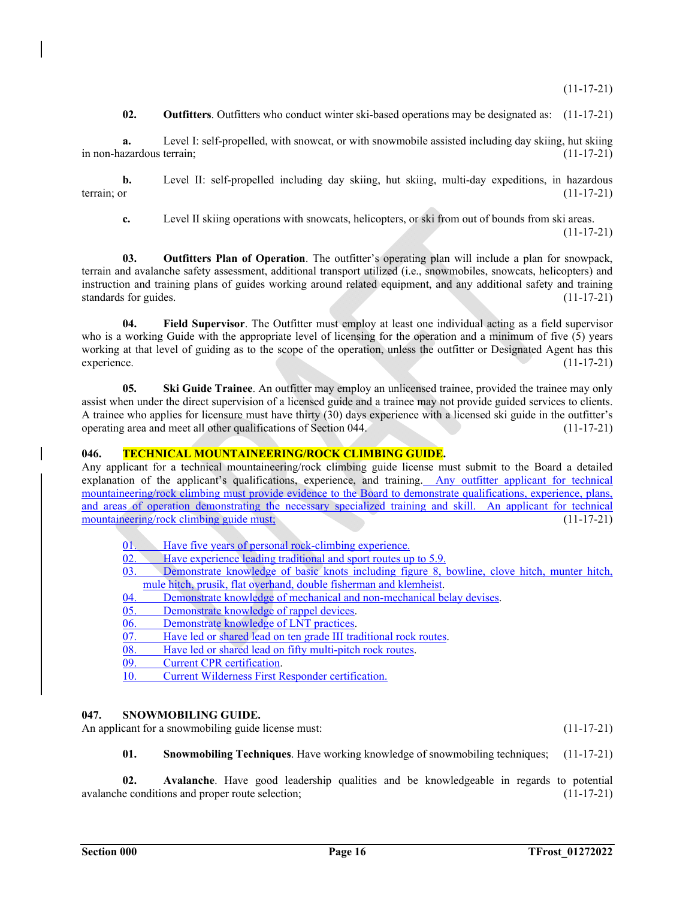(11-17-21)

**02. Outfitters**. Outfitters who conduct winter ski-based operations may be designated as: (11-17-21)

**a.** Level I: self-propelled, with snowcat, or with snowmobile assisted including day skiing, hut skiing in non-hazardous terrain; (11-17-21)

**b.** Level II: self-propelled including day skiing, hut skiing, multi-day expeditions, in hazardous terrain; or (11-17-21)

**c.** Level II skiing operations with snowcats, helicopters, or ski from out of bounds from ski areas. (11-17-21)

**03. Outfitters Plan of Operation**. The outfitter's operating plan will include a plan for snowpack, terrain and avalanche safety assessment, additional transport utilized (i.e., snowmobiles, snowcats, helicopters) and instruction and training plans of guides working around related equipment, and any additional safety and training standards for guides. (11-17-21)

**04. Field Supervisor**. The Outfitter must employ at least one individual acting as a field supervisor who is a working Guide with the appropriate level of licensing for the operation and a minimum of five (5) years working at that level of guiding as to the scope of the operation, unless the outfitter or Designated Agent has this experience. (11-17-21)

**05. Ski Guide Trainee**. An outfitter may employ an unlicensed trainee, provided the trainee may only assist when under the direct supervision of a licensed guide and a trainee may not provide guided services to clients. A trainee who applies for licensure must have thirty (30) days experience with a licensed ski guide in the outfitter's operating area and meet all other qualifications of Section 044. (11-17-21)

**046. TECHNICAL MOUNTAINEERING/ROCK CLIMBING GUIDE.**

Any applicant for a technical mountaineering/rock climbing guide license must submit to the Board a detailed explanation of the applicant's qualifications, experience, and training. Any outfitter applicant for technical mountaineering/rock climbing must provide evidence to the Board to demonstrate qualifications, experience, plans, and areas of operation demonstrating the necessary specialized training and skill. An applicant for technical mountaineering/rock climbing guide must; (11-17-21)

01. Have five years of personal rock-climbing experience.
02. Have experience leading traditional and sport routes up to 5.9.
03. Demonstrate knowledge of basic knots including figure 8, bowline, clove hitch, munter hitch, mule hitch, prusik, flat overhand, double fisherman and klemheist.
04. Demonstrate knowledge of mechanical and non-mechanical belay devises.
05. Demonstrate knowledge of rappel devices.
06. Demonstrate knowledge of LNT practices.
07. Have led or shared lead on ten grade III traditional rock routes.
08. Have led or shared lead on fifty multi-pitch rock routes.
09. Current CPR certification.
10. Current Wilderness First Responder certification.

**047. SNOWMOBILING GUIDE.**

An applicant for a snowmobiling guide license must: (11-17-21)

**01. Snowmobiling Techniques**. Have working knowledge of snowmobiling techniques; (11-17-21)

**02. Avalanche**. Have good leadership qualities and be knowledgeable in regards to potential avalanche conditions and proper route selection; (11-17-21)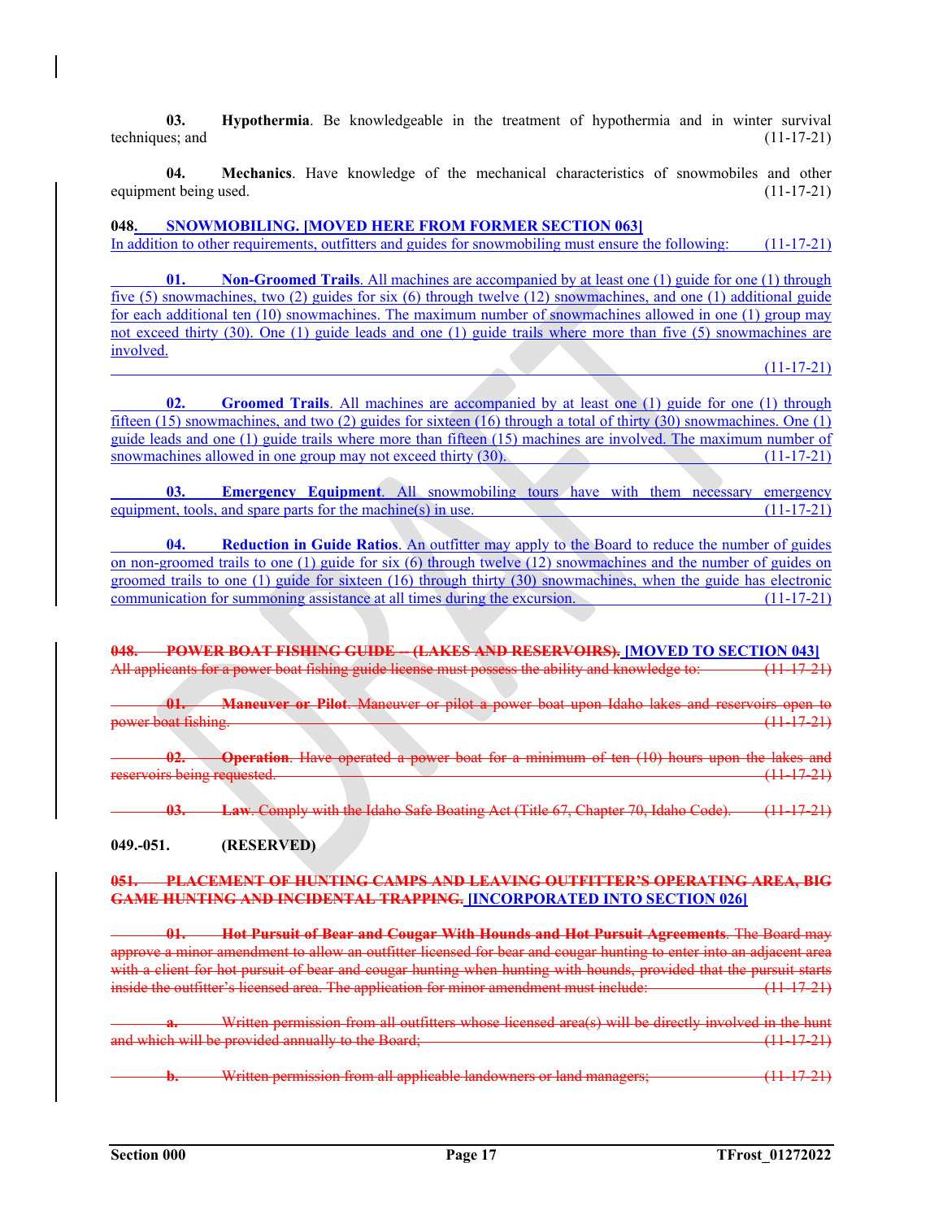**03. Hypothermia**. Be knowledgeable in the treatment of hypothermia and in winter survival techniques; and (11-17-21)

**04. Mechanics**. Have knowledge of the mechanical characteristics of snowmobiles and other equipment being used. (11-17-21)

**048. SNOWMOBILING. [MOVED HERE FROM FORMER SECTION 063]**

In addition to other requirements, outfitters and guides for snowmobiling must ensure the following: (11-17-21)

**01. Non-Groomed Trails**. All machines are accompanied by at least one (1) guide for one (1) through five (5) snowmachines, two (2) guides for six (6) through twelve (12) snowmachines, and one (1) additional guide for each additional ten (10) snowmachines. The maximum number of snowmachines allowed in one (1) group may not exceed thirty (30). One (1) guide leads and one (1) guide trails where more than five (5) snowmachines are involved. (11-17-21)

**02. Groomed Trails**. All machines are accompanied by at least one (1) guide for one (1) through fifteen (15) snowmachines, and two (2) guides for sixteen (16) through a total of thirty (30) snowmachines. One (1) guide leads and one (1) guide trails where more than fifteen (15) machines are involved. The maximum number of snowmachines allowed in one group may not exceed thirty (30). (11-17-21)

**03. Emergency Equipment**. All snowmobiling tours have with them necessary emergency equipment, tools, and spare parts for the machine(s) in use. (11-17-21)

**04. Reduction in Guide Ratios**. An outfitter may apply to the Board to reduce the number of guides on non-groomed trails to one (1) guide for six (6) through twelve (12) snowmachines and the number of guides on groomed trails to one (1) guide for sixteen (16) through thirty (30) snowmachines, when the guide has electronic communication for summoning assistance at all times during the excursion. (11-17-21)

~~**048. POWER BOAT FISHING GUIDE -- (LAKES AND RESERVOIRS).**~~ **[MOVED TO SECTION 043]**

~~All applicants for a power boat fishing guide license must possess the ability and knowledge to: (11-17-21)~~

~~**01. Maneuver or Pilot**. Maneuver or pilot a power boat upon Idaho lakes and reservoirs open to power boat fishing. (11-17-21)~~

~~**02. Operation**. Have operated a power boat for a minimum of ten (10) hours upon the lakes and reservoirs being requested. (11-17-21)~~

~~**03. Law**. Comply with the Idaho Safe Boating Act (Title 67, Chapter 70, Idaho Code). (11-17-21)~~

**049.-051. (RESERVED)**

~~**051. PLACEMENT OF HUNTING CAMPS AND LEAVING OUTFITTER'S OPERATING AREA, BIG GAME HUNTING AND INCIDENTAL TRAPPING.**~~ **[INCORPORATED INTO SECTION 026]**

~~**01. Hot Pursuit of Bear and Cougar With Hounds and Hot Pursuit Agreements**. The Board may approve a minor amendment to allow an outfitter licensed for bear and cougar hunting to enter into an adjacent area with a client for hot pursuit of bear and cougar hunting when hunting with hounds, provided that the pursuit starts inside the outfitter's licensed area. The application for minor amendment must include: (11-17-21)~~

~~**a.** Written permission from all outfitters whose licensed area(s) will be directly involved in the hunt and which will be provided annually to the Board; (11-17-21)~~

~~**b.** Written permission from all applicable landowners or land managers; (11-17-21)~~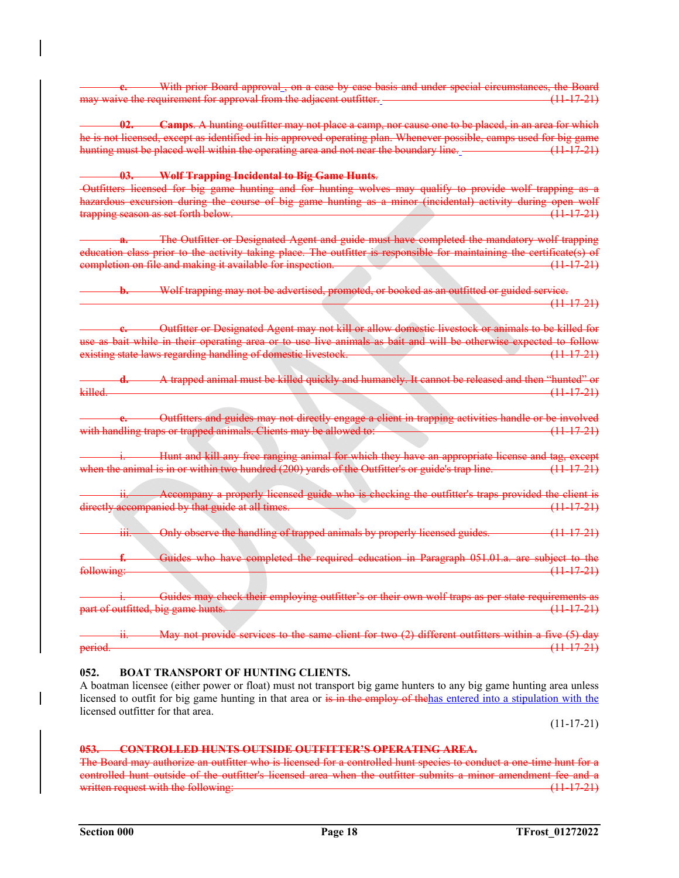~~**c.** With prior Board approval, on a case by case basis and under special circumstances, the Board may waive the requirement for approval from the adjacent outfitter. (11-17-21)~~

~~**02.** **Camps**. A hunting outfitter may not place a camp, nor cause one to be placed, in an area for which he is not licensed, except as identified in his approved operating plan. Whenever possible, camps used for big game hunting must be placed well within the operating area and not near the boundary line. (11-17-21)~~

~~**03.** **Wolf Trapping Incidental to Big Game Hunts**.~~
~~Outfitters licensed for big game hunting and for hunting wolves may qualify to provide wolf trapping as a hazardous excursion during the course of big game hunting as a minor (incidental) activity during open wolf trapping season as set forth below. (11-17-21)~~

~~**a.** The Outfitter or Designated Agent and guide must have completed the mandatory wolf trapping education class prior to the activity taking place. The outfitter is responsible for maintaining the certificate(s) of completion on file and making it available for inspection. (11-17-21)~~

~~**b.** Wolf trapping may not be advertised, promoted, or booked as an outfitted or guided service. (11-17-21)~~

~~**c.** Outfitter or Designated Agent may not kill or allow domestic livestock or animals to be killed for use as bait while in their operating area or to use live animals as bait and will be otherwise expected to follow existing state laws regarding handling of domestic livestock. (11-17-21)~~

~~**d.** A trapped animal must be killed quickly and humanely. It cannot be released and then "hunted" or killed. (11-17-21)~~

~~**e.** Outfitters and guides may not directly engage a client in trapping activities handle or be involved with handling traps or trapped animals. Clients may be allowed to: (11-17-21)~~

~~i. Hunt and kill any free ranging animal for which they have an appropriate license and tag, except when the animal is in or within two hundred (200) yards of the Outfitter's or guide's trap line. (11-17-21)~~

~~ii. Accompany a properly licensed guide who is checking the outfitter's traps provided the client is directly accompanied by that guide at all times. (11-17-21)~~

~~iii. Only observe the handling of trapped animals by properly licensed guides. (11-17-21)~~

~~**f.** Guides who have completed the required education in Paragraph 051.01.a. are subject to the following: (11-17-21)~~

~~i. Guides may check their employing outfitter's or their own wolf traps as per state requirements as part of outfitted, big game hunts. (11-17-21)~~

~~ii. May not provide services to the same client for two (2) different outfitters within a five (5) day period. (11-17-21)~~

**052. BOAT TRANSPORT OF HUNTING CLIENTS.**
A boatman licensee (either power or float) must not transport big game hunters to any big game hunting area unless licensed to outfit for big game hunting in that area or ~~is in the employ of the~~has entered into a stipulation with the licensed outfitter for that area.

(11-17-21)

~~**053. CONTROLLED HUNTS OUTSIDE OUTFITTER'S OPERATING AREA.**~~
~~The Board may authorize an outfitter who is licensed for a controlled hunt species to conduct a one-time hunt for a controlled hunt outside of the outfitter's licensed area when the outfitter submits a minor amendment fee and a written request with the following: (11-17-21)~~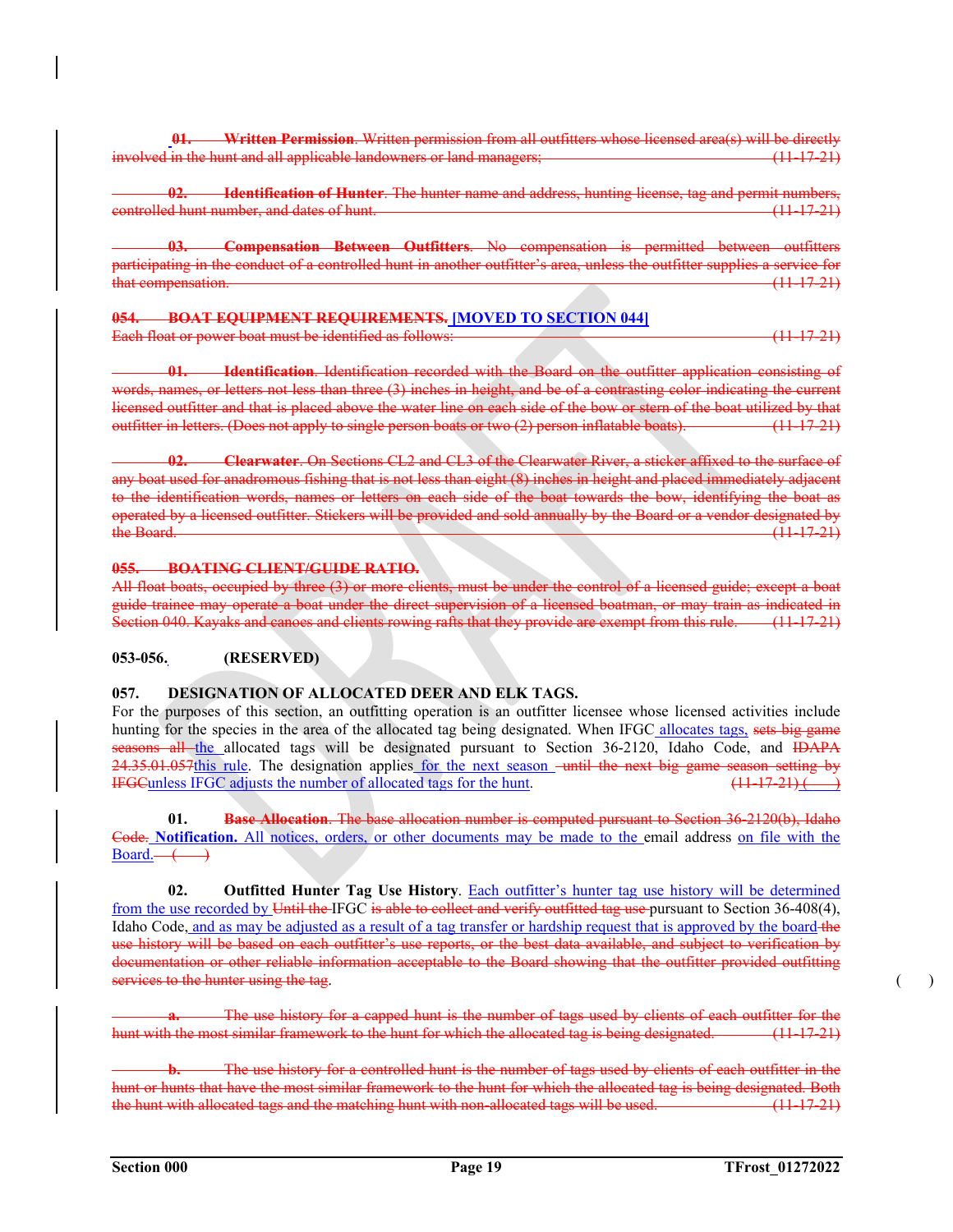~~**01. Written Permission**. Written permission from all outfitters whose licensed area(s) will be directly involved in the hunt and all applicable landowners or land managers; (11-17-21)~~

~~**02. Identification of Hunter**. The hunter name and address, hunting license, tag and permit numbers, controlled hunt number, and dates of hunt. (11-17-21)~~

~~**03. Compensation Between Outfitters**. No compensation is permitted between outfitters participating in the conduct of a controlled hunt in another outfitter's area, unless the outfitter supplies a service for that compensation. (11-17-21)~~

~~**054. BOAT EQUIPMENT REQUIREMENTS.**~~ **[MOVED TO SECTION 044]**

~~Each float or power boat must be identified as follows: (11-17-21)~~

~~**01. Identification**. Identification recorded with the Board on the outfitter application consisting of words, names, or letters not less than three (3) inches in height, and be of a contrasting color indicating the current licensed outfitter and that is placed above the water line on each side of the bow or stern of the boat utilized by that outfitter in letters. (Does not apply to single person boats or two (2) person inflatable boats). (11-17-21)~~

~~**02. Clearwater**. On Sections CL2 and CL3 of the Clearwater River, a sticker affixed to the surface of any boat used for anadromous fishing that is not less than eight (8) inches in height and placed immediately adjacent to the identification words, names or letters on each side of the boat towards the bow, identifying the boat as operated by a licensed outfitter. Stickers will be provided and sold annually by the Board or a vendor designated by the Board. (11-17-21)~~

~~**055. BOATING CLIENT/GUIDE RATIO.**~~

~~All float boats, occupied by three (3) or more clients, must be under the control of a licensed guide; except a boat guide trainee may operate a boat under the direct supervision of a licensed boatman, or may train as indicated in Section 040. Kayaks and canoes and clients rowing rafts that they provide are exempt from this rule. (11-17-21)~~

**053-056. (RESERVED)**

**057. DESIGNATION OF ALLOCATED DEER AND ELK TAGS.**

For the purposes of this section, an outfitting operation is an outfitter licensee whose licensed activities include hunting for the species in the area of the allocated tag being designated. When IFGC allocates tags, ~~sets big game seasons all~~ the allocated tags will be designated pursuant to Section 36-2120, Idaho Code, and ~~IDAPA 24.35.01.057~~this rule. The designation applies for the next season ~~until the next big game season setting by IFGC~~unless IFGC adjusts the number of allocated tags for the hunt. ~~(11-17-21)~~( )

**01.** ~~**Base Allocation**. The base allocation number is computed pursuant to Section 36-2120(b), Idaho Code.~~ **Notification.** All notices, orders, or other documents may be made to the email address on file with the Board. ~~( )~~

**02. Outfitted Hunter Tag Use History**. Each outfitter's hunter tag use history will be determined from the use recorded by ~~Until the~~ IFGC ~~is able to collect and verify outfitted tag use~~ pursuant to Section 36-408(4), Idaho Code, and as may be adjusted as a result of a tag transfer or hardship request that is approved by the board ~~the use history will be based on each outfitter's use reports, or the best data available, and subject to verification by documentation or other reliable information acceptable to the Board showing that the outfitter provided outfitting services to the hunter using the tag~~. ( )

~~**a.** The use history for a capped hunt is the number of tags used by clients of each outfitter for the hunt with the most similar framework to the hunt for which the allocated tag is being designated. (11-17-21)~~

~~**b.** The use history for a controlled hunt is the number of tags used by clients of each outfitter in the hunt or hunts that have the most similar framework to the hunt for which the allocated tag is being designated. Both the hunt with allocated tags and the matching hunt with non-allocated tags will be used. (11-17-21)~~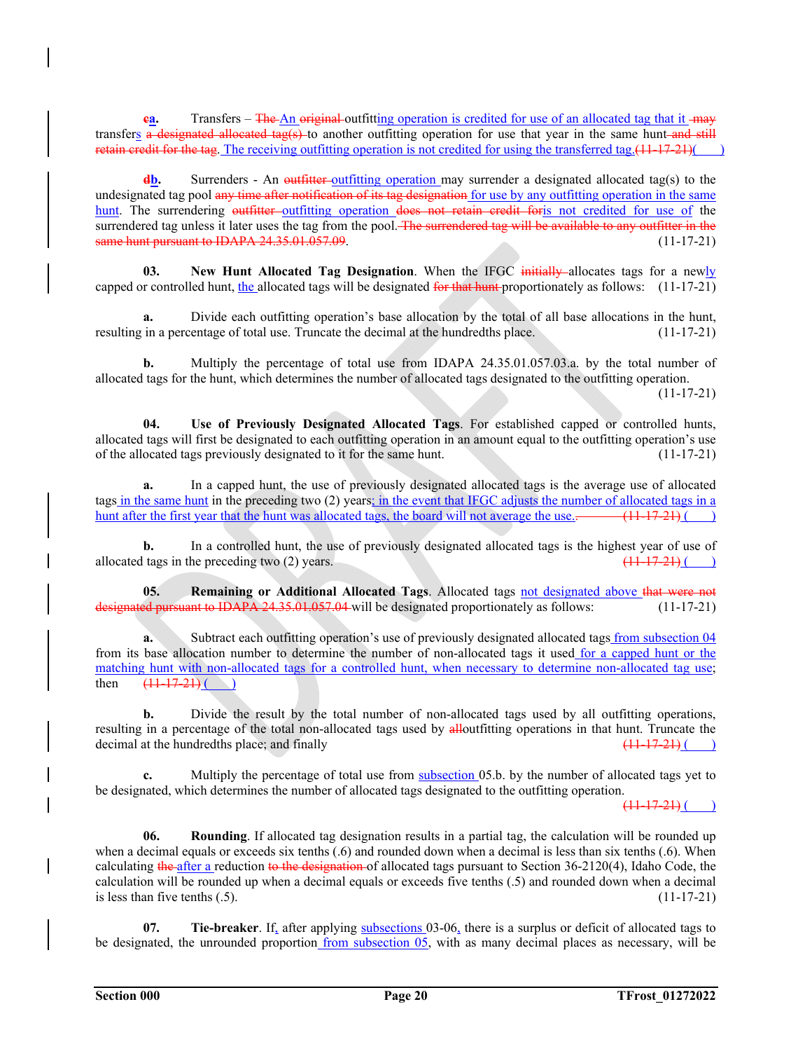**ea.** Transfers – The An original outfitting operation is credited for use of an allocated tag that it may transfers a designated allocated tag(s) to another outfitting operation for use that year in the same hunt and still retain credit for the tag. The receiving outfitting operation is not credited for using the transferred tag. (11-17-21)( )

**db.** Surrenders - An outfitter outfitting operation may surrender a designated allocated tag(s) to the undesignated tag pool any time after notification of its tag designation for use by any outfitting operation in the same hunt. The surrendering outfitter outfitting operation does not retain credit foris not credited for use of the surrendered tag unless it later uses the tag from the pool. The surrendered tag will be available to any outfitter in the same hunt pursuant to IDAPA 24.35.01.057.09. (11-17-21)

**03. New Hunt Allocated Tag Designation**. When the IFGC initially allocates tags for a newly capped or controlled hunt, the allocated tags will be designated for that hunt proportionately as follows: (11-17-21)

**a.** Divide each outfitting operation's base allocation by the total of all base allocations in the hunt, resulting in a percentage of total use. Truncate the decimal at the hundredths place. (11-17-21)

**b.** Multiply the percentage of total use from IDAPA 24.35.01.057.03.a. by the total number of allocated tags for the hunt, which determines the number of allocated tags designated to the outfitting operation. (11-17-21)

**04. Use of Previously Designated Allocated Tags**. For established capped or controlled hunts, allocated tags will first be designated to each outfitting operation in an amount equal to the outfitting operation's use of the allocated tags previously designated to it for the same hunt. (11-17-21)

**a.** In a capped hunt, the use of previously designated allocated tags is the average use of allocated tags in the same hunt in the preceding two (2) years; in the event that IFGC adjusts the number of allocated tags in a hunt after the first year that the hunt was allocated tags, the board will not average the use.. (11-17-21) ( )

**b.** In a controlled hunt, the use of previously designated allocated tags is the highest year of use of allocated tags in the preceding two (2) years. (11-17-21) ( )

**05. Remaining or Additional Allocated Tags**. Allocated tags not designated above that were not designated pursuant to IDAPA 24.35.01.057.04 will be designated proportionately as follows: (11-17-21)

**a.** Subtract each outfitting operation's use of previously designated allocated tags from subsection 04 from its base allocation number to determine the number of non-allocated tags it used for a capped hunt or the matching hunt with non-allocated tags for a controlled hunt, when necessary to determine non-allocated tag use; then (11-17-21) ( )

**b.** Divide the result by the total number of non-allocated tags used by all outfitting operations, resulting in a percentage of the total non-allocated tags used by alloutfitting operations in that hunt. Truncate the decimal at the hundredths place; and finally (11-17-21) ( )

**c.** Multiply the percentage of total use from subsection 05.b. by the number of allocated tags yet to be designated, which determines the number of allocated tags designated to the outfitting operation. (11-17-21) ( )

**06. Rounding**. If allocated tag designation results in a partial tag, the calculation will be rounded up when a decimal equals or exceeds six tenths (.6) and rounded down when a decimal is less than six tenths (.6). When calculating the after a reduction to the designation of allocated tags pursuant to Section 36-2120(4), Idaho Code, the calculation will be rounded up when a decimal equals or exceeds five tenths (.5) and rounded down when a decimal is less than five tenths (.5). (11-17-21)

**07. Tie-breaker**. If, after applying subsections 03-06, there is a surplus or deficit of allocated tags to be designated, the unrounded proportion from subsection 05, with as many decimal places as necessary, will be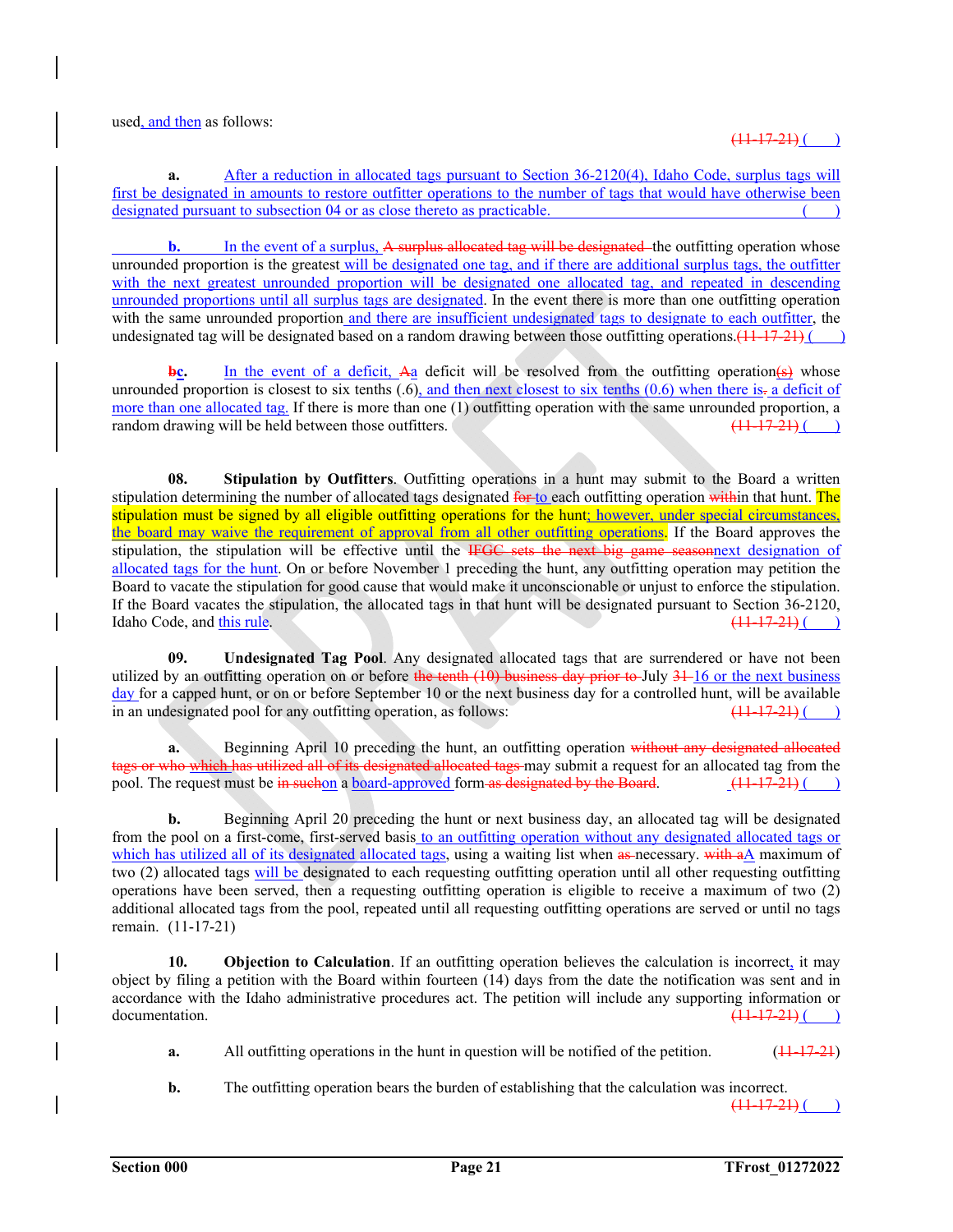used, and then as follows: (11-17-21) (    )

**a.** After a reduction in allocated tags pursuant to Section 36-2120(4), Idaho Code, surplus tags will first be designated in amounts to restore outfitter operations to the number of tags that would have otherwise been designated pursuant to subsection 04 or as close thereto as practicable. (    )

**b.** In the event of a surplus, A surplus allocated tag will be designated the outfitting operation whose unrounded proportion is the greatest will be designated one tag, and if there are additional surplus tags, the outfitter with the next greatest unrounded proportion will be designated one allocated tag, and repeated in descending unrounded proportions until all surplus tags are designated. In the event there is more than one outfitting operation with the same unrounded proportion and there are insufficient undesignated tags to designate to each outfitter, the undesignated tag will be designated based on a random drawing between those outfitting operations. (11-17-21) (    )

**bc.** In the event of a deficit, Aa deficit will be resolved from the outfitting operation(s) whose unrounded proportion is closest to six tenths (.6), and then next closest to six tenths (0.6) when there is. a deficit of more than one allocated tag. If there is more than one (1) outfitting operation with the same unrounded proportion, a random drawing will be held between those outfitters. (11-17-21) (    )

**08. Stipulation by Outfitters**. Outfitting operations in a hunt may submit to the Board a written stipulation determining the number of allocated tags designated for to each outfitting operation within that hunt. The stipulation must be signed by all eligible outfitting operations for the hunt; however, under special circumstances, the board may waive the requirement of approval from all other outfitting operations. If the Board approves the stipulation, the stipulation will be effective until the IFGC sets the next big game seasonnext designation of allocated tags for the hunt. On or before November 1 preceding the hunt, any outfitting operation may petition the Board to vacate the stipulation for good cause that would make it unconscionable or unjust to enforce the stipulation. If the Board vacates the stipulation, the allocated tags in that hunt will be designated pursuant to Section 36-2120, Idaho Code, and this rule. (11-17-21) (    )

**09. Undesignated Tag Pool**. Any designated allocated tags that are surrendered or have not been utilized by an outfitting operation on or before the tenth (10) business day prior to July 31 16 or the next business day for a capped hunt, or on or before September 10 or the next business day for a controlled hunt, will be available in an undesignated pool for any outfitting operation, as follows: (11-17-21) (    )

**a.** Beginning April 10 preceding the hunt, an outfitting operation without any designated allocated tags or who which has utilized all of its designated allocated tags may submit a request for an allocated tag from the pool. The request must be in suchon a board-approved form as designated by the Board. (11-17-21) (    )

**b.** Beginning April 20 preceding the hunt or next business day, an allocated tag will be designated from the pool on a first-come, first-served basis to an outfitting operation without any designated allocated tags or which has utilized all of its designated allocated tags, using a waiting list when as necessary. with aA maximum of two (2) allocated tags will be designated to each requesting outfitting operation until all other requesting outfitting operations have been served, then a requesting outfitting operation is eligible to receive a maximum of two (2) additional allocated tags from the pool, repeated until all requesting outfitting operations are served or until no tags remain. (11-17-21)

**10. Objection to Calculation**. If an outfitting operation believes the calculation is incorrect, it may object by filing a petition with the Board within fourteen (14) days from the date the notification was sent and in accordance with the Idaho administrative procedures act. The petition will include any supporting information or documentation. (11-17-21) (    )

**a.** All outfitting operations in the hunt in question will be notified of the petition. (11-17-21)

**b.** The outfitting operation bears the burden of establishing that the calculation was incorrect. (11-17-21) (    )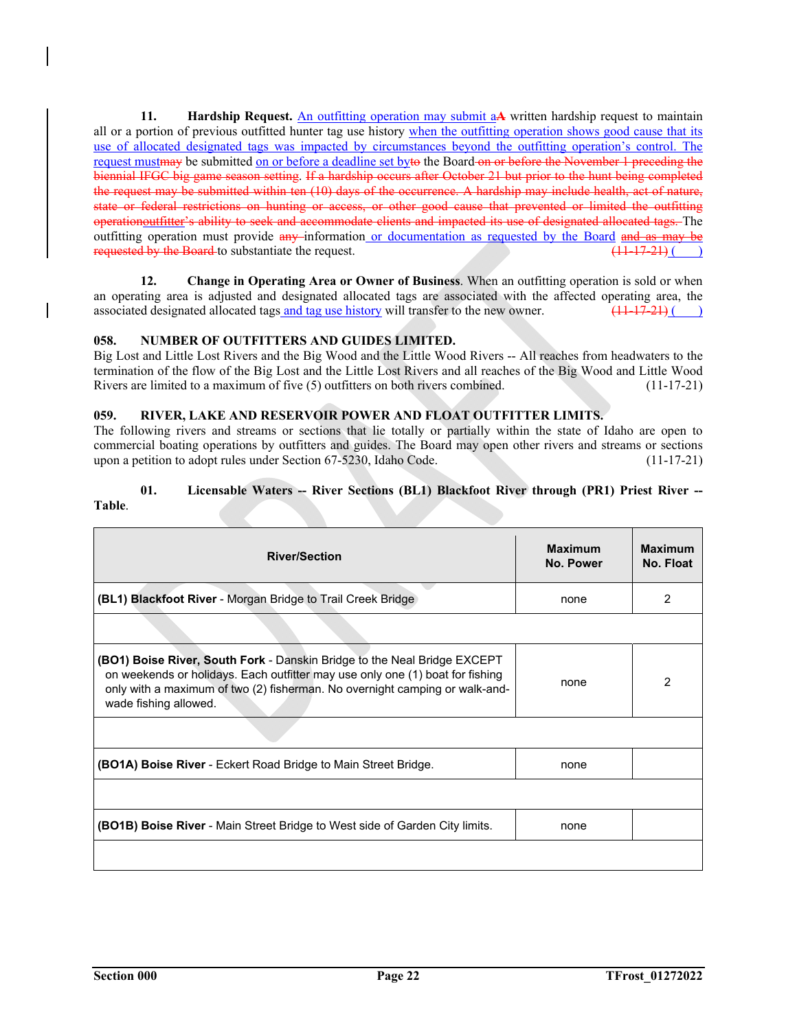**11. Hardship Request.** An outfitting operation may submit aA written hardship request to maintain all or a portion of previous outfitted hunter tag use history when the outfitting operation shows good cause that its use of allocated designated tags was impacted by circumstances beyond the outfitting operation's control. The request mustmay be submitted on or before a deadline set byto the Board on or before the November 1 preceding the biennial IFGC big game season setting. If a hardship occurs after October 21 but prior to the hunt being completed the request may be submitted within ten (10) days of the occurrence. A hardship may include health, act of nature, state or federal restrictions on hunting or access, or other good cause that prevented or limited the outfitting operationoutfitter's ability to seek and accommodate clients and impacted its use of designated allocated tags. The outfitting operation must provide any information or documentation as requested by the Board and as may be requested by the Board to substantiate the request. (11-17-21)( )

**12. Change in Operating Area or Owner of Business**. When an outfitting operation is sold or when an operating area is adjusted and designated allocated tags are associated with the affected operating area, the associated designated allocated tags and tag use history will transfer to the new owner. (11-17-21)( )

## 058. NUMBER OF OUTFITTERS AND GUIDES LIMITED.

Big Lost and Little Lost Rivers and the Big Wood and the Little Wood Rivers -- All reaches from headwaters to the termination of the flow of the Big Lost and the Little Lost Rivers and all reaches of the Big Wood and Little Wood Rivers are limited to a maximum of five (5) outfitters on both rivers combined. (11-17-21)

## 059. RIVER, LAKE AND RESERVOIR POWER AND FLOAT OUTFITTER LIMITS.

The following rivers and streams or sections that lie totally or partially within the state of Idaho are open to commercial boating operations by outfitters and guides. The Board may open other rivers and streams or sections upon a petition to adopt rules under Section 67-5230, Idaho Code. (11-17-21)

**01. Licensable Waters -- River Sections (BL1) Blackfoot River through (PR1) Priest River -- Table**.

| River/Section | Maximum No. Power | Maximum No. Float |
|---|---|---|
| **(BL1) Blackfoot River** - Morgan Bridge to Trail Creek Bridge | none | 2 |
| | | |
| **(BO1) Boise River, South Fork** - Danskin Bridge to the Neal Bridge EXCEPT on weekends or holidays. Each outfitter may use only one (1) boat for fishing only with a maximum of two (2) fisherman. No overnight camping or walk-and-wade fishing allowed. | none | 2 |
| | | |
| **(BO1A) Boise River** - Eckert Road Bridge to Main Street Bridge. | none | |
| | | |
| **(BO1B) Boise River** - Main Street Bridge to West side of Garden City limits. | none | |
| | | |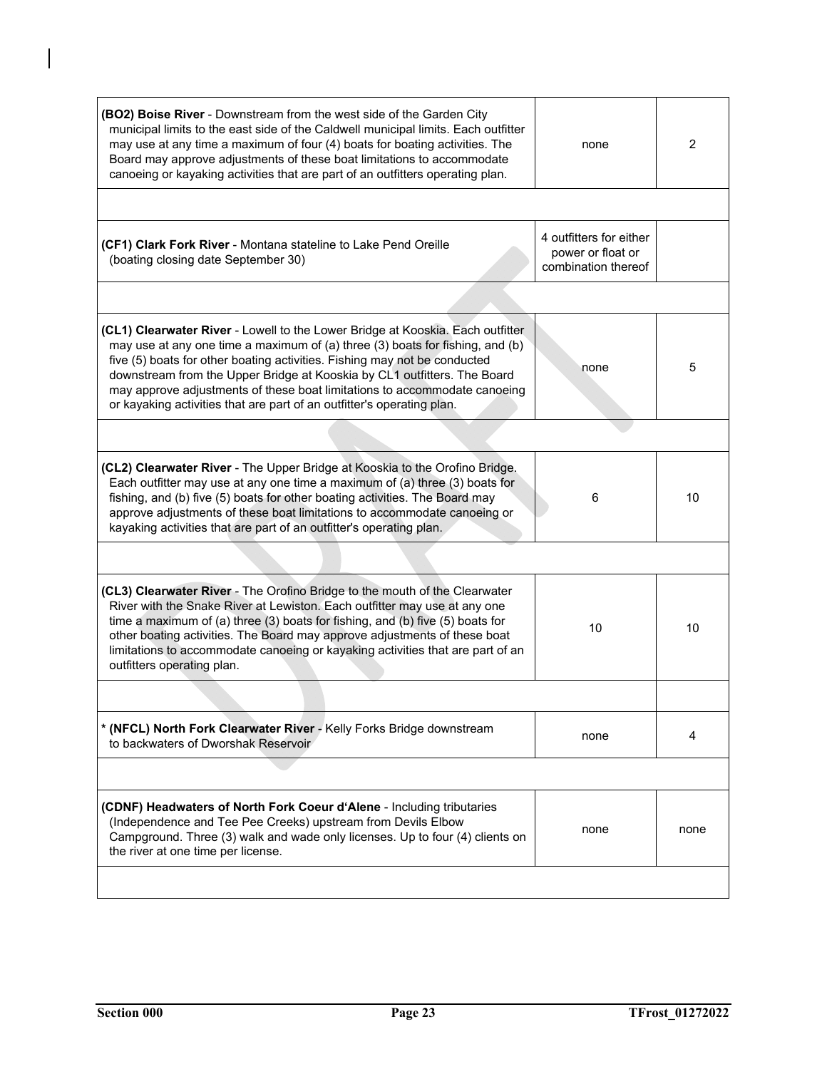| | | |
|---|---|---|
| **(BO2) Boise River** - Downstream from the west side of the Garden City municipal limits to the east side of the Caldwell municipal limits. Each outfitter may use at any time a maximum of four (4) boats for boating activities. The Board may approve adjustments of these boat limitations to accommodate canoeing or kayaking activities that are part of an outfitters operating plan. | none | 2 |
| | | |
| **(CF1) Clark Fork River** - Montana stateline to Lake Pend Oreille (boating closing date September 30) | 4 outfitters for either power or float or combination thereof | |
| | | |
| **(CL1) Clearwater River** - Lowell to the Lower Bridge at Kooskia. Each outfitter may use at any one time a maximum of (a) three (3) boats for fishing, and (b) five (5) boats for other boating activities. Fishing may not be conducted downstream from the Upper Bridge at Kooskia by CL1 outfitters. The Board may approve adjustments of these boat limitations to accommodate canoeing or kayaking activities that are part of an outfitter's operating plan. | none | 5 |
| | | |
| **(CL2) Clearwater River** - The Upper Bridge at Kooskia to the Orofino Bridge. Each outfitter may use at any one time a maximum of (a) three (3) boats for fishing, and (b) five (5) boats for other boating activities. The Board may approve adjustments of these boat limitations to accommodate canoeing or kayaking activities that are part of an outfitter's operating plan. | 6 | 10 |
| | | |
| **(CL3) Clearwater River** - The Orofino Bridge to the mouth of the Clearwater River with the Snake River at Lewiston. Each outfitter may use at any one time a maximum of (a) three (3) boats for fishing, and (b) five (5) boats for other boating activities. The Board may approve adjustments of these boat limitations to accommodate canoeing or kayaking activities that are part of an outfitters operating plan. | 10 | 10 |
| | | |
| **\* (NFCL) North Fork Clearwater River** - Kelly Forks Bridge downstream to backwaters of Dworshak Reservoir | none | 4 |
| | | |
| **(CDNF) Headwaters of North Fork Coeur d'Alene** - Including tributaries (Independence and Tee Pee Creeks) upstream from Devils Elbow Campground. Three (3) walk and wade only licenses. Up to four (4) clients on the river at one time per license. | none | none |
| | | |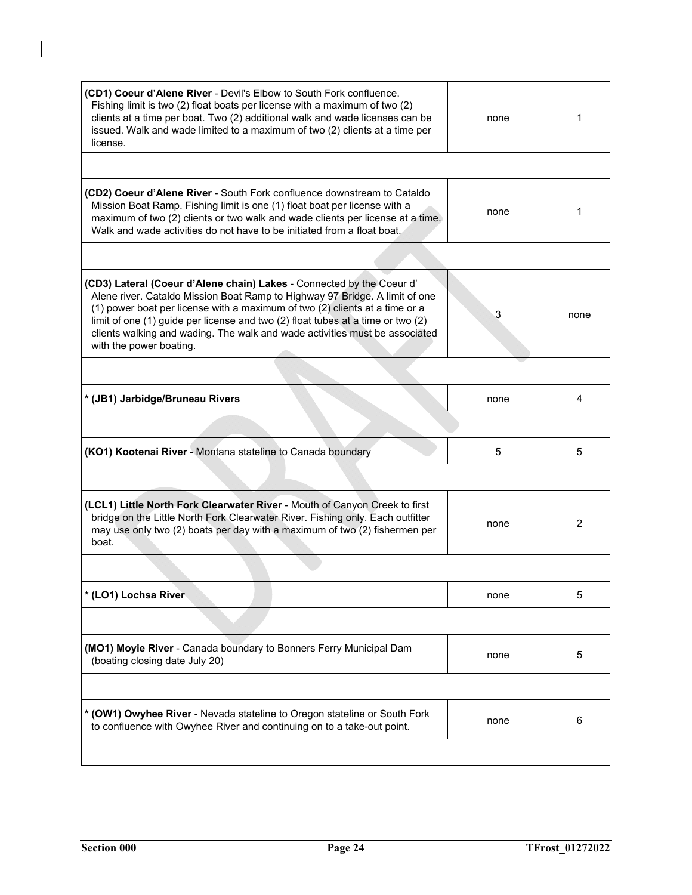| | | |
|---|---|---|
| **(CD1) Coeur d'Alene River** - Devil's Elbow to South Fork confluence. Fishing limit is two (2) float boats per license with a maximum of two (2) clients at a time per boat. Two (2) additional walk and wade licenses can be issued. Walk and wade limited to a maximum of two (2) clients at a time per license. | none | 1 |
| | | |
| **(CD2) Coeur d'Alene River** - South Fork confluence downstream to Cataldo Mission Boat Ramp. Fishing limit is one (1) float boat per license with a maximum of two (2) clients or two walk and wade clients per license at a time. Walk and wade activities do not have to be initiated from a float boat. | none | 1 |
| | | |
| **(CD3) Lateral (Coeur d'Alene chain) Lakes** - Connected by the Coeur d' Alene river. Cataldo Mission Boat Ramp to Highway 97 Bridge. A limit of one (1) power boat per license with a maximum of two (2) clients at a time or a limit of one (1) guide per license and two (2) float tubes at a time or two (2) clients walking and wading. The walk and wade activities must be associated with the power boating. | 3 | none |
| | | |
| **\* (JB1) Jarbidge/Bruneau Rivers** | none | 4 |
| | | |
| **(KO1) Kootenai River** - Montana stateline to Canada boundary | 5 | 5 |
| | | |
| **(LCL1) Little North Fork Clearwater River** - Mouth of Canyon Creek to first bridge on the Little North Fork Clearwater River. Fishing only. Each outfitter may use only two (2) boats per day with a maximum of two (2) fishermen per boat. | none | 2 |
| | | |
| **\* (LO1) Lochsa River** | none | 5 |
| | | |
| **(MO1) Moyie River** - Canada boundary to Bonners Ferry Municipal Dam (boating closing date July 20) | none | 5 |
| | | |
| **\* (OW1) Owyhee River** - Nevada stateline to Oregon stateline or South Fork to confluence with Owyhee River and continuing on to a take-out point. | none | 6 |
| | | |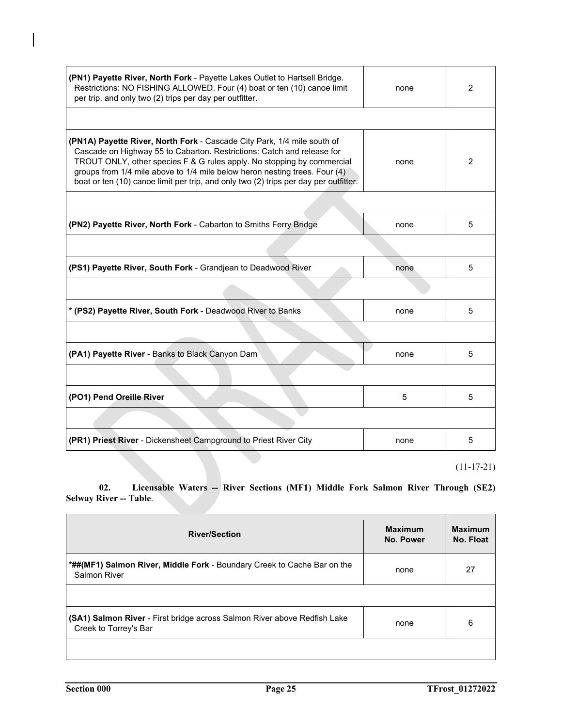| | | |
|---|---|---|
| **(PN1) Payette River, North Fork** - Payette Lakes Outlet to Hartsell Bridge. Restrictions: NO FISHING ALLOWED. Four (4) boat or ten (10) canoe limit per trip, and only two (2) trips per day per outfitter. | none | 2 |
| | | |
| **(PN1A) Payette River, North Fork** - Cascade City Park, 1/4 mile south of Cascade on Highway 55 to Cabarton. Restrictions: Catch and release for TROUT ONLY, other species F & G rules apply. No stopping by commercial groups from 1/4 mile above to 1/4 mile below heron nesting trees. Four (4) boat or ten (10) canoe limit per trip, and only two (2) trips per day per outfitter. | none | 2 |
| | | |
| **(PN2) Payette River, North Fork** - Cabarton to Smiths Ferry Bridge | none | 5 |
| | | |
| **(PS1) Payette River, South Fork** - Grandjean to Deadwood River | none | 5 |
| | | |
| * **(PS2) Payette River, South Fork** - Deadwood River to Banks | none | 5 |
| | | |
| **(PA1) Payette River** - Banks to Black Canyon Dam | none | 5 |
| | | |
| **(PO1) Pend Oreille River** | 5 | 5 |
| | | |
| **(PR1) Priest River** - Dickensheet Campground to Priest River City | none | 5 |

(11-17-21)

**02. Licensable Waters -- River Sections (MF1) Middle Fork Salmon River Through (SE2) Selway River -- Table**.

| River/Section | Maximum No. Power | Maximum No. Float |
|---|---|---|
| ***##(MF1) Salmon River, Middle Fork** - Boundary Creek to Cache Bar on the Salmon River | none | 27 |
| | | |
| **(SA1) Salmon River** - First bridge across Salmon River above Redfish Lake Creek to Torrey's Bar | none | 6 |
| | | |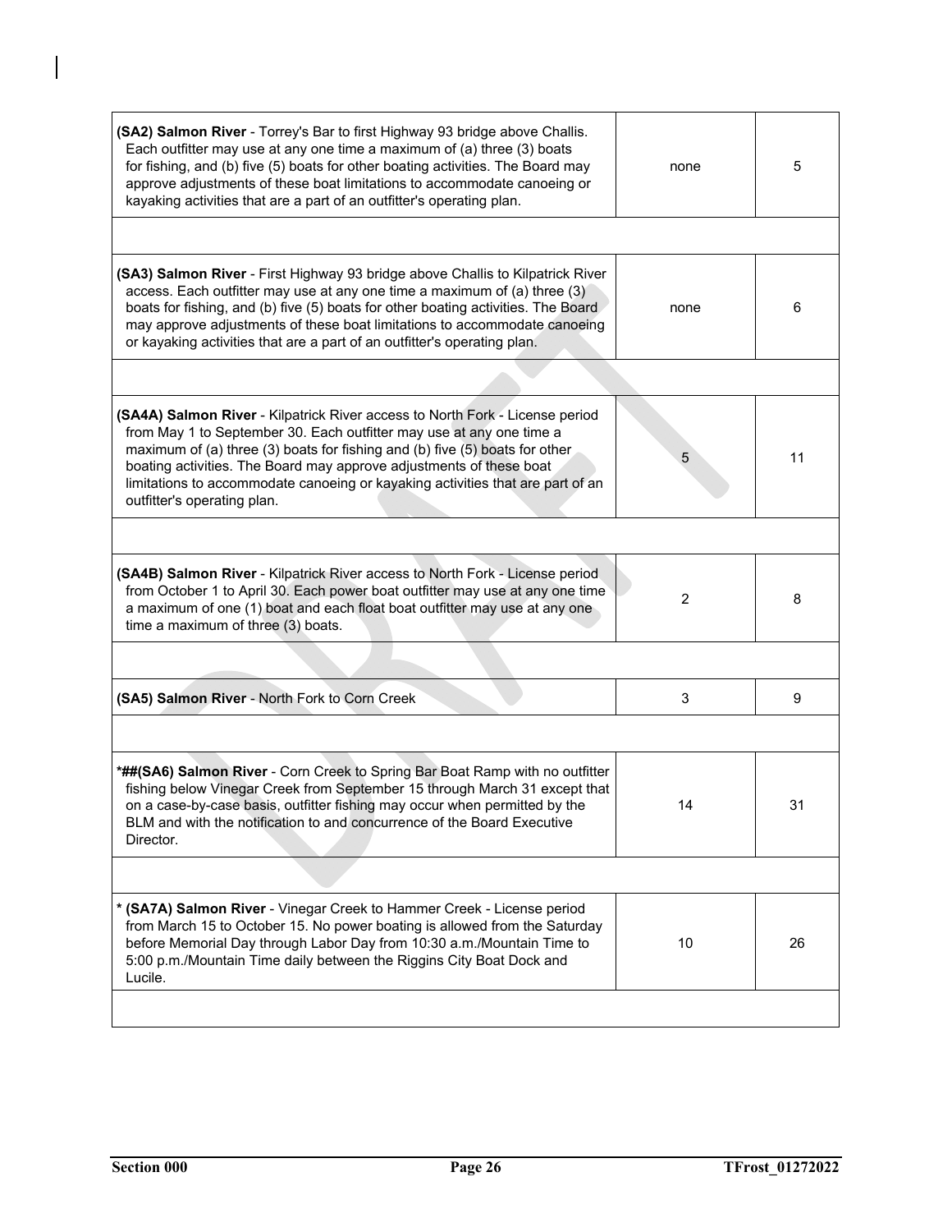| | | |
|---|---|---|
| **(SA2) Salmon River** - Torrey's Bar to first Highway 93 bridge above Challis. Each outfitter may use at any one time a maximum of (a) three (3) boats for fishing, and (b) five (5) boats for other boating activities. The Board may approve adjustments of these boat limitations to accommodate canoeing or kayaking activities that are a part of an outfitter's operating plan. | none | 5 |
| | | |
| **(SA3) Salmon River** - First Highway 93 bridge above Challis to Kilpatrick River access. Each outfitter may use at any one time a maximum of (a) three (3) boats for fishing, and (b) five (5) boats for other boating activities. The Board may approve adjustments of these boat limitations to accommodate canoeing or kayaking activities that are a part of an outfitter's operating plan. | none | 6 |
| | | |
| **(SA4A) Salmon River** - Kilpatrick River access to North Fork - License period from May 1 to September 30. Each outfitter may use at any one time a maximum of (a) three (3) boats for fishing and (b) five (5) boats for other boating activities. The Board may approve adjustments of these boat limitations to accommodate canoeing or kayaking activities that are part of an outfitter's operating plan. | 5 | 11 |
| | | |
| **(SA4B) Salmon River** - Kilpatrick River access to North Fork - License period from October 1 to April 30. Each power boat outfitter may use at any one time a maximum of one (1) boat and each float boat outfitter may use at any one time a maximum of three (3) boats. | 2 | 8 |
| | | |
| **(SA5) Salmon River** - North Fork to Corn Creek | 3 | 9 |
| | | |
| ***##(SA6) Salmon River** - Corn Creek to Spring Bar Boat Ramp with no outfitter fishing below Vinegar Creek from September 15 through March 31 except that on a case-by-case basis, outfitter fishing may occur when permitted by the BLM and with the notification to and concurrence of the Board Executive Director. | 14 | 31 |
| | | |
| * **(SA7A) Salmon River** - Vinegar Creek to Hammer Creek - License period from March 15 to October 15. No power boating is allowed from the Saturday before Memorial Day through Labor Day from 10:30 a.m./Mountain Time to 5:00 p.m./Mountain Time daily between the Riggins City Boat Dock and Lucile. | 10 | 26 |
| | | |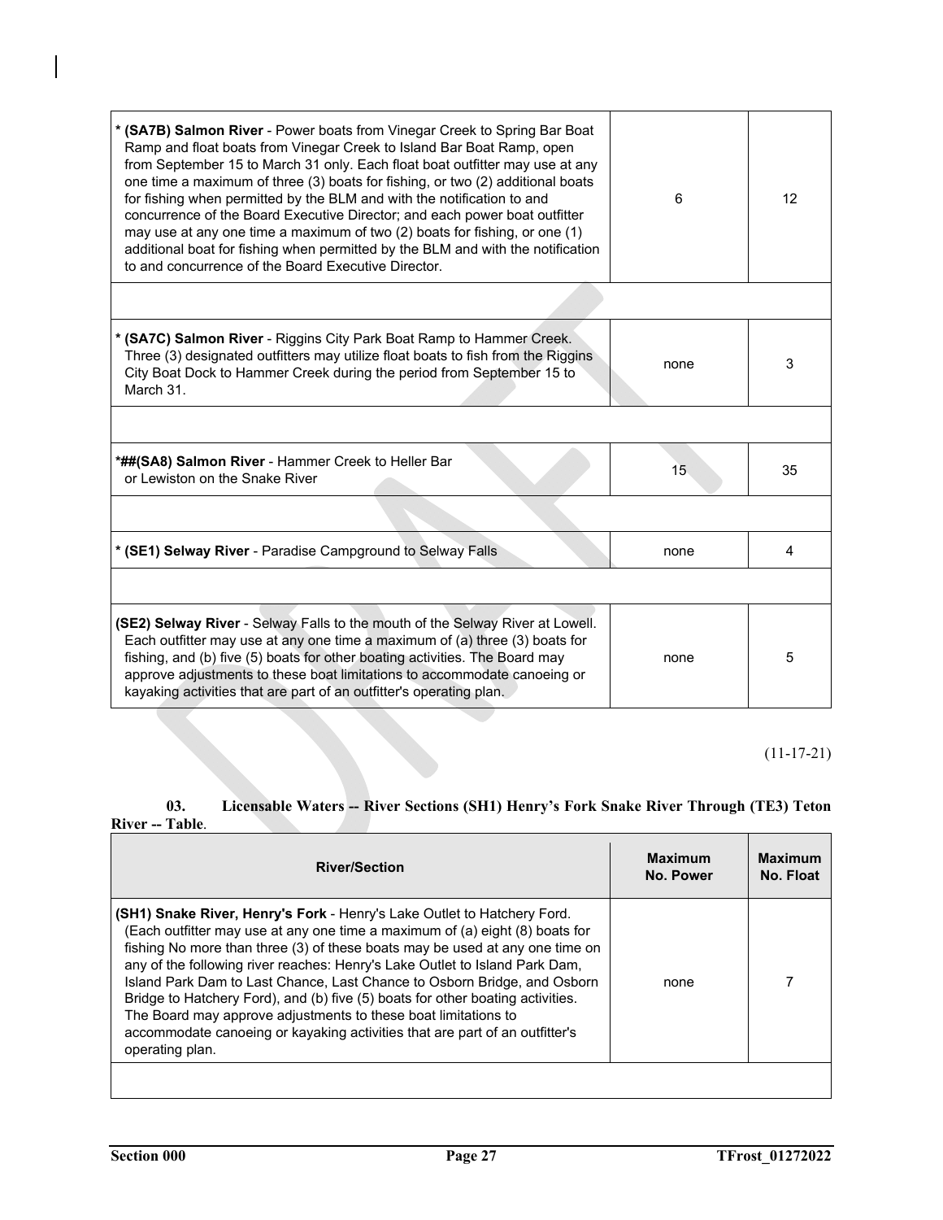| | | |
|---|---|---|
| * **(SA7B) Salmon River** - Power boats from Vinegar Creek to Spring Bar Boat Ramp and float boats from Vinegar Creek to Island Bar Boat Ramp, open from September 15 to March 31 only. Each float boat outfitter may use at any one time a maximum of three (3) boats for fishing, or two (2) additional boats for fishing when permitted by the BLM and with the notification to and concurrence of the Board Executive Director; and each power boat outfitter may use at any one time a maximum of two (2) boats for fishing, or one (1) additional boat for fishing when permitted by the BLM and with the notification to and concurrence of the Board Executive Director. | 6 | 12 |
| | | |
| * **(SA7C) Salmon River** - Riggins City Park Boat Ramp to Hammer Creek. Three (3) designated outfitters may utilize float boats to fish from the Riggins City Boat Dock to Hammer Creek during the period from September 15 to March 31. | none | 3 |
| | | |
| *##**(SA8) Salmon River** - Hammer Creek to Heller Bar or Lewiston on the Snake River | 15 | 35 |
| | | |
| * **(SE1) Selway River** - Paradise Campground to Selway Falls | none | 4 |
| | | |
| **(SE2) Selway River** - Selway Falls to the mouth of the Selway River at Lowell. Each outfitter may use at any one time a maximum of (a) three (3) boats for fishing, and (b) five (5) boats for other boating activities. The Board may approve adjustments to these boat limitations to accommodate canoeing or kayaking activities that are part of an outfitter's operating plan. | none | 5 |

(11-17-21)

**03. Licensable Waters -- River Sections (SH1) Henry's Fork Snake River Through (TE3) Teton River -- Table**.

| River/Section | Maximum No. Power | Maximum No. Float |
|---|---|---|
| **(SH1) Snake River, Henry's Fork** - Henry's Lake Outlet to Hatchery Ford. (Each outfitter may use at any one time a maximum of (a) eight (8) boats for fishing No more than three (3) of these boats may be used at any one time on any of the following river reaches: Henry's Lake Outlet to Island Park Dam, Island Park Dam to Last Chance, Last Chance to Osborn Bridge, and Osborn Bridge to Hatchery Ford), and (b) five (5) boats for other boating activities. The Board may approve adjustments to these boat limitations to accommodate canoeing or kayaking activities that are part of an outfitter's operating plan. | none | 7 |
| | | |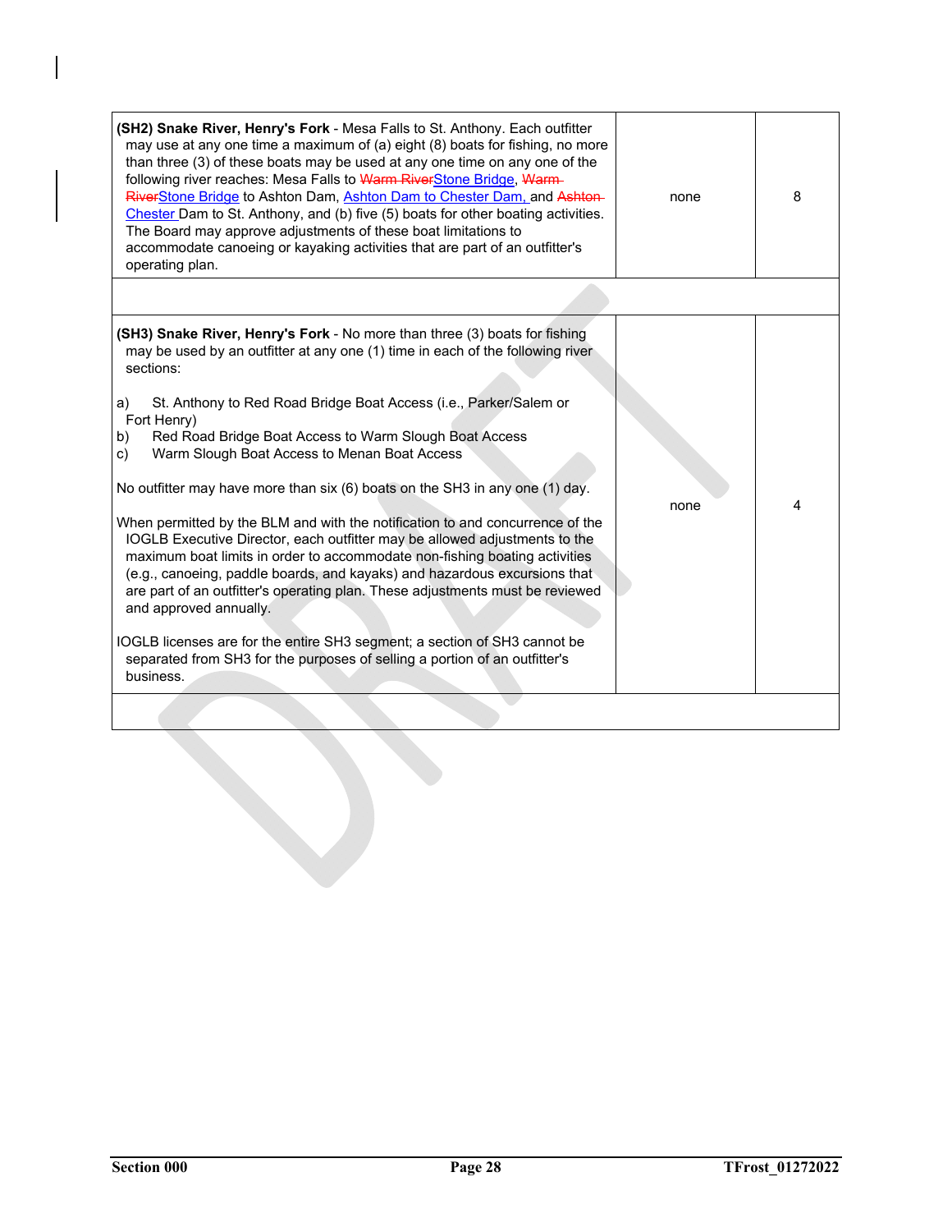| | | |
|---|---|---|
| **(SH2) Snake River, Henry's Fork** - Mesa Falls to St. Anthony. Each outfitter may use at any one time a maximum of (a) eight (8) boats for fishing, no more than three (3) of these boats may be used at any one time on any one of the following river reaches: Mesa Falls to ~~Warm River~~Stone Bridge, ~~Warm River~~Stone Bridge to Ashton Dam, Ashton Dam to Chester Dam, and ~~Ashton~~ Chester Dam to St. Anthony, and (b) five (5) boats for other boating activities. The Board may approve adjustments of these boat limitations to accommodate canoeing or kayaking activities that are part of an outfitter's operating plan. | none | 8 |
| | | |
| **(SH3) Snake River, Henry's Fork** - No more than three (3) boats for fishing may be used by an outfitter at any one (1) time in each of the following river sections:<br><br>a) St. Anthony to Red Road Bridge Boat Access (i.e., Parker/Salem or Fort Henry)<br>b) Red Road Bridge Boat Access to Warm Slough Boat Access<br>c) Warm Slough Boat Access to Menan Boat Access<br><br>No outfitter may have more than six (6) boats on the SH3 in any one (1) day.<br><br>When permitted by the BLM and with the notification to and concurrence of the IOGLB Executive Director, each outfitter may be allowed adjustments to the maximum boat limits in order to accommodate non-fishing boating activities (e.g., canoeing, paddle boards, and kayaks) and hazardous excursions that are part of an outfitter's operating plan. These adjustments must be reviewed and approved annually.<br><br>IOGLB licenses are for the entire SH3 segment; a section of SH3 cannot be separated from SH3 for the purposes of selling a portion of an outfitter's business. | none | 4 |
| | | |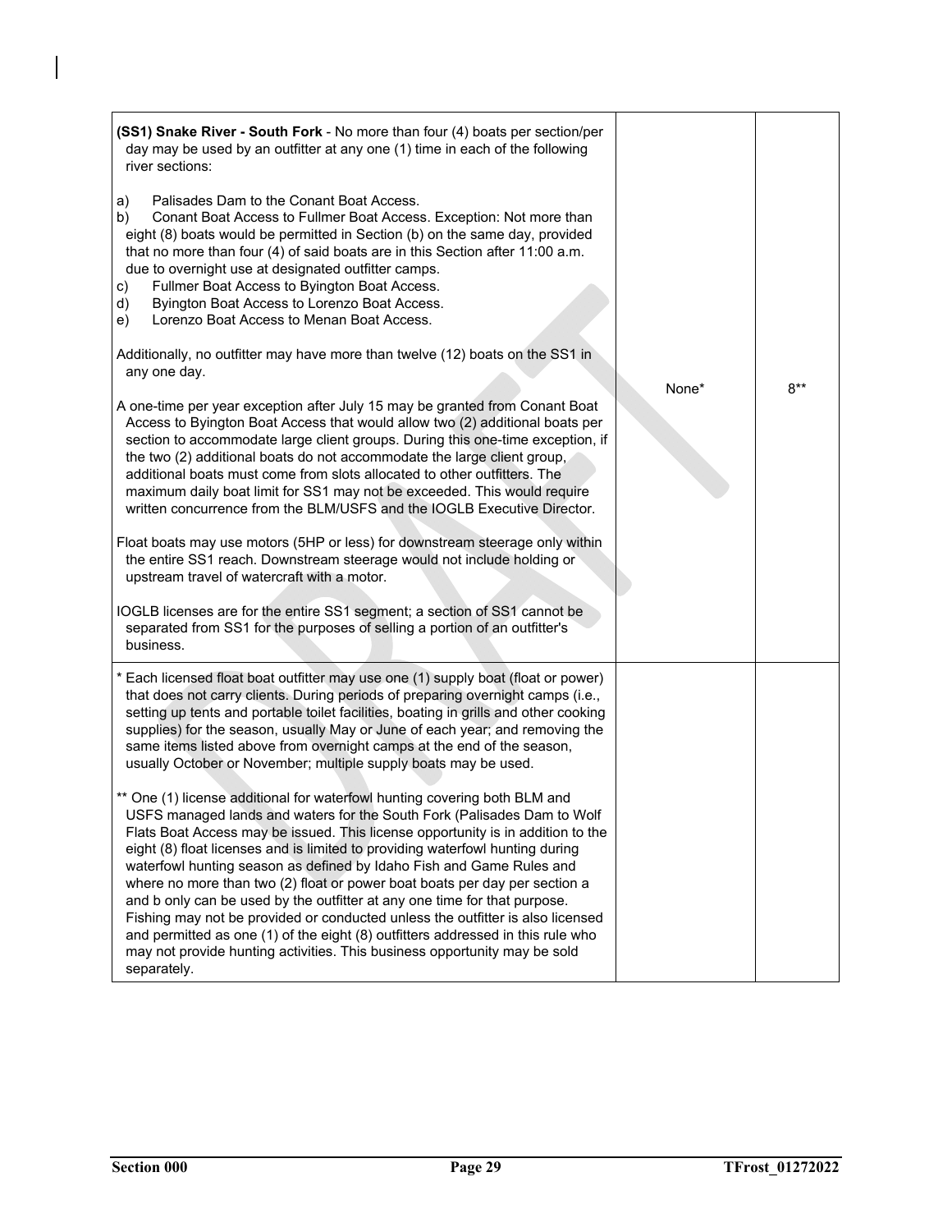| | | |
|---|---|---|
| **(SS1) Snake River - South Fork** - No more than four (4) boats per section/per day may be used by an outfitter at any one (1) time in each of the following river sections:<br><br>a) Palisades Dam to the Conant Boat Access.<br>b) Conant Boat Access to Fullmer Boat Access. Exception: Not more than eight (8) boats would be permitted in Section (b) on the same day, provided that no more than four (4) of said boats are in this Section after 11:00 a.m. due to overnight use at designated outfitter camps.<br>c) Fullmer Boat Access to Byington Boat Access.<br>d) Byington Boat Access to Lorenzo Boat Access.<br>e) Lorenzo Boat Access to Menan Boat Access.<br><br>Additionally, no outfitter may have more than twelve (12) boats on the SS1 in any one day.<br><br>A one-time per year exception after July 15 may be granted from Conant Boat Access to Byington Boat Access that would allow two (2) additional boats per section to accommodate large client groups. During this one-time exception, if the two (2) additional boats do not accommodate the large client group, additional boats must come from slots allocated to other outfitters. The maximum daily boat limit for SS1 may not be exceeded. This would require written concurrence from the BLM/USFS and the IOGLB Executive Director.<br><br>Float boats may use motors (5HP or less) for downstream steerage only within the entire SS1 reach. Downstream steerage would not include holding or upstream travel of watercraft with a motor.<br><br>IOGLB licenses are for the entire SS1 segment; a section of SS1 cannot be separated from SS1 for the purposes of selling a portion of an outfitter's business. | None* | 8** |
| * Each licensed float boat outfitter may use one (1) supply boat (float or power) that does not carry clients. During periods of preparing overnight camps (i.e., setting up tents and portable toilet facilities, boating in grills and other cooking supplies) for the season, usually May or June of each year; and removing the same items listed above from overnight camps at the end of the season, usually October or November; multiple supply boats may be used.<br><br>** One (1) license additional for waterfowl hunting covering both BLM and USFS managed lands and waters for the South Fork (Palisades Dam to Wolf Flats Boat Access may be issued. This license opportunity is in addition to the eight (8) float licenses and is limited to providing waterfowl hunting during waterfowl hunting season as defined by Idaho Fish and Game Rules and where no more than two (2) float or power boat boats per day per section a and b only can be used by the outfitter at any one time for that purpose. Fishing may not be provided or conducted unless the outfitter is also licensed and permitted as one (1) of the eight (8) outfitters addressed in this rule who may not provide hunting activities. This business opportunity may be sold separately. | | |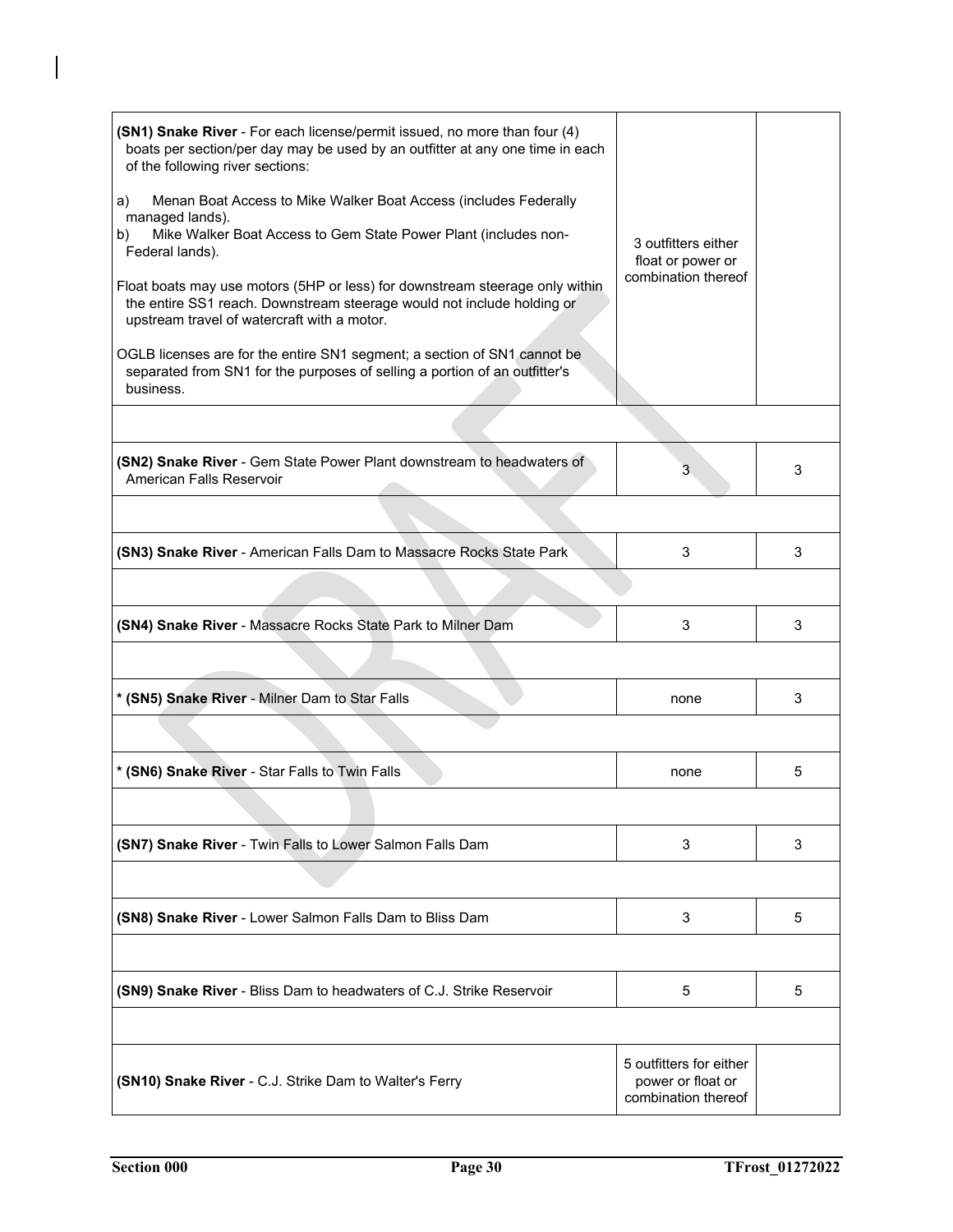| | | |
|---|---|---|
| **(SN1) Snake River** - For each license/permit issued, no more than four (4) boats per section/per day may be used by an outfitter at any one time in each of the following river sections:<br><br>a) Menan Boat Access to Mike Walker Boat Access (includes Federally managed lands).<br>b) Mike Walker Boat Access to Gem State Power Plant (includes non-Federal lands).<br><br>Float boats may use motors (5HP or less) for downstream steerage only within the entire SS1 reach. Downstream steerage would not include holding or upstream travel of watercraft with a motor.<br><br>OGLB licenses are for the entire SN1 segment; a section of SN1 cannot be separated from SN1 for the purposes of selling a portion of an outfitter's business. | 3 outfitters either float or power or combination thereof | |
| | | |
| **(SN2) Snake River** - Gem State Power Plant downstream to headwaters of American Falls Reservoir | 3 | 3 |
| | | |
| **(SN3) Snake River** - American Falls Dam to Massacre Rocks State Park | 3 | 3 |
| | | |
| **(SN4) Snake River** - Massacre Rocks State Park to Milner Dam | 3 | 3 |
| | | |
| * **(SN5) Snake River** - Milner Dam to Star Falls | none | 3 |
| | | |
| * **(SN6) Snake River** - Star Falls to Twin Falls | none | 5 |
| | | |
| **(SN7) Snake River** - Twin Falls to Lower Salmon Falls Dam | 3 | 3 |
| | | |
| **(SN8) Snake River** - Lower Salmon Falls Dam to Bliss Dam | 3 | 5 |
| | | |
| **(SN9) Snake River** - Bliss Dam to headwaters of C.J. Strike Reservoir | 5 | 5 |
| | | |
| **(SN10) Snake River** - C.J. Strike Dam to Walter's Ferry | 5 outfitters for either power or float or combination thereof | |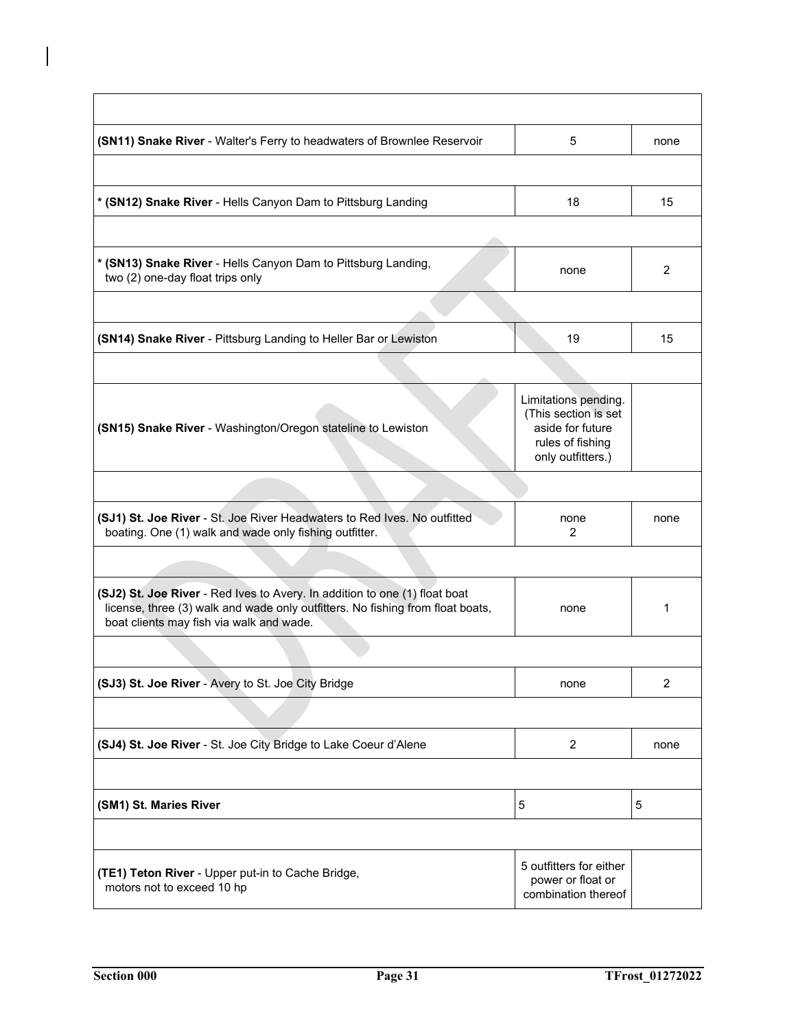| | | |
|---|---|---|
| **(SN11) Snake River** - Walter's Ferry to headwaters of Brownlee Reservoir | 5 | none |
| | | |
| * **(SN12) Snake River** - Hells Canyon Dam to Pittsburg Landing | 18 | 15 |
| | | |
| * **(SN13) Snake River** - Hells Canyon Dam to Pittsburg Landing, two (2) one-day float trips only | none | 2 |
| | | |
| **(SN14) Snake River** - Pittsburg Landing to Heller Bar or Lewiston | 19 | 15 |
| | | |
| **(SN15) Snake River** - Washington/Oregon stateline to Lewiston | Limitations pending. (This section is set aside for future rules of fishing only outfitters.) | |
| | | |
| **(SJ1) St. Joe River** - St. Joe River Headwaters to Red Ives. No outfitted boating. One (1) walk and wade only fishing outfitter. | none 2 | none |
| | | |
| **(SJ2) St. Joe River** - Red Ives to Avery. In addition to one (1) float boat license, three (3) walk and wade only outfitters. No fishing from float boats, boat clients may fish via walk and wade. | none | 1 |
| | | |
| **(SJ3) St. Joe River** - Avery to St. Joe City Bridge | none | 2 |
| | | |
| **(SJ4) St. Joe River** - St. Joe City Bridge to Lake Coeur d'Alene | 2 | none |
| | | |
| **(SM1) St. Maries River** | 5 | 5 |
| | | |
| **(TE1) Teton River** - Upper put-in to Cache Bridge, motors not to exceed 10 hp | 5 outfitters for either power or float or combination thereof | |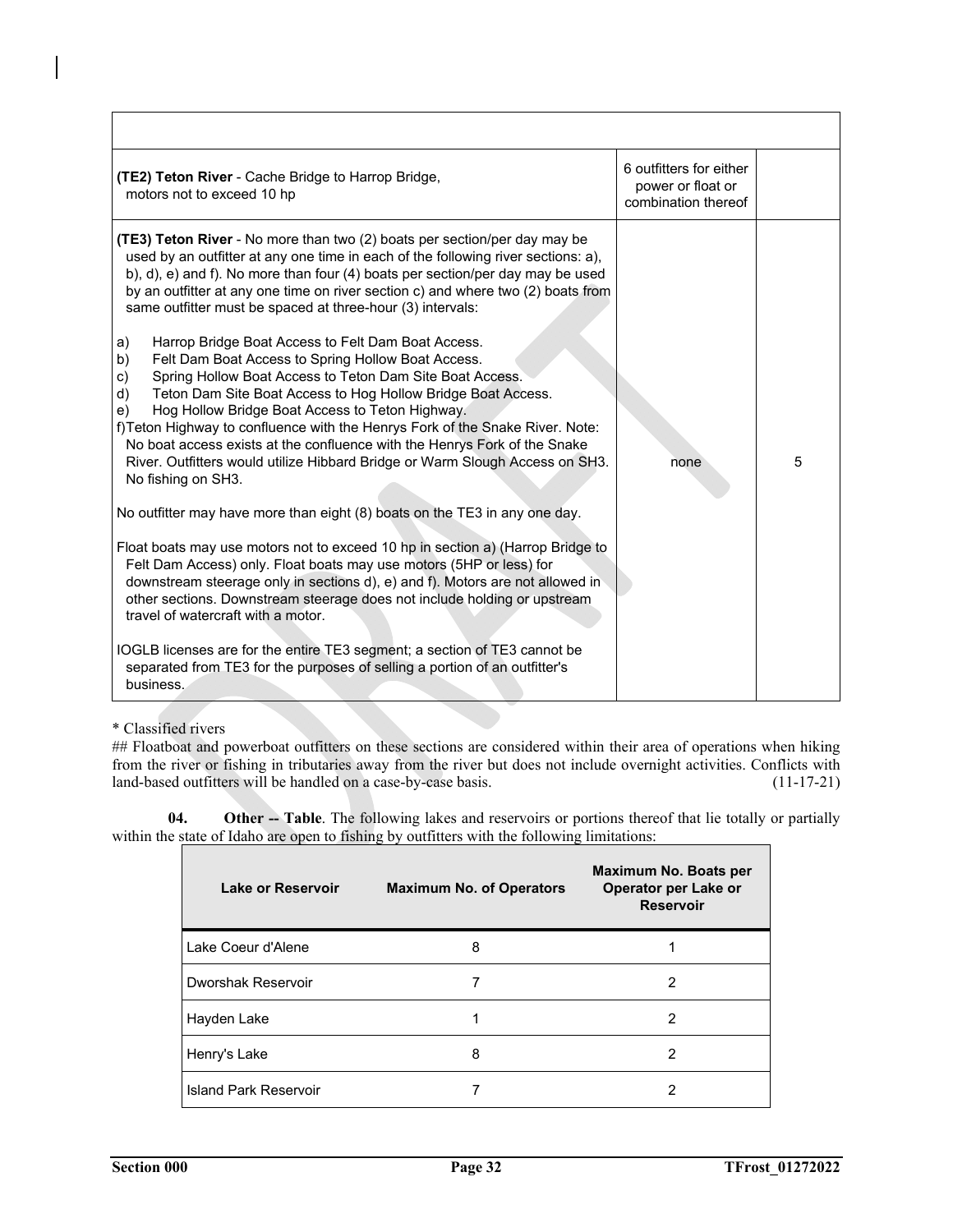| | | |
|---|---|---|
| **(TE2) Teton River** - Cache Bridge to Harrop Bridge, motors not to exceed 10 hp | 6 outfitters for either power or float or combination thereof | |
| **(TE3) Teton River** - No more than two (2) boats per section/per day may be used by an outfitter at any one time in each of the following river sections: a), b), d), e) and f). No more than four (4) boats per section/per day may be used by an outfitter at any one time on river section c) and where two (2) boats from same outfitter must be spaced at three-hour (3) intervals:<br><br>a) Harrop Bridge Boat Access to Felt Dam Boat Access.<br>b) Felt Dam Boat Access to Spring Hollow Boat Access.<br>c) Spring Hollow Boat Access to Teton Dam Site Boat Access.<br>d) Teton Dam Site Boat Access to Hog Hollow Bridge Boat Access.<br>e) Hog Hollow Bridge Boat Access to Teton Highway.<br>f) Teton Highway to confluence with the Henrys Fork of the Snake River. Note: No boat access exists at the confluence with the Henrys Fork of the Snake River. Outfitters would utilize Hibbard Bridge or Warm Slough Access on SH3. No fishing on SH3.<br><br>No outfitter may have more than eight (8) boats on the TE3 in any one day.<br><br>Float boats may use motors not to exceed 10 hp in section a) (Harrop Bridge to Felt Dam Access) only. Float boats may use motors (5HP or less) for downstream steerage only in sections d), e) and f). Motors are not allowed in other sections. Downstream steerage does not include holding or upstream travel of watercraft with a motor.<br><br>IOGLB licenses are for the entire TE3 segment; a section of TE3 cannot be separated from TE3 for the purposes of selling a portion of an outfitter's business. | none | 5 |

* Classified rivers

## Floatboat and powerboat outfitters on these sections are considered within their area of operations when hiking from the river or fishing in tributaries away from the river but does not include overnight activities. Conflicts with land-based outfitters will be handled on a case-by-case basis. (11-17-21)

**04. Other -- Table**. The following lakes and reservoirs or portions thereof that lie totally or partially within the state of Idaho are open to fishing by outfitters with the following limitations:

| Lake or Reservoir | Maximum No. of Operators | Maximum No. Boats per Operator per Lake or Reservoir |
|---|---|---|
| Lake Coeur d'Alene | 8 | 1 |
| Dworshak Reservoir | 7 | 2 |
| Hayden Lake | 1 | 2 |
| Henry's Lake | 8 | 2 |
| Island Park Reservoir | 7 | 2 |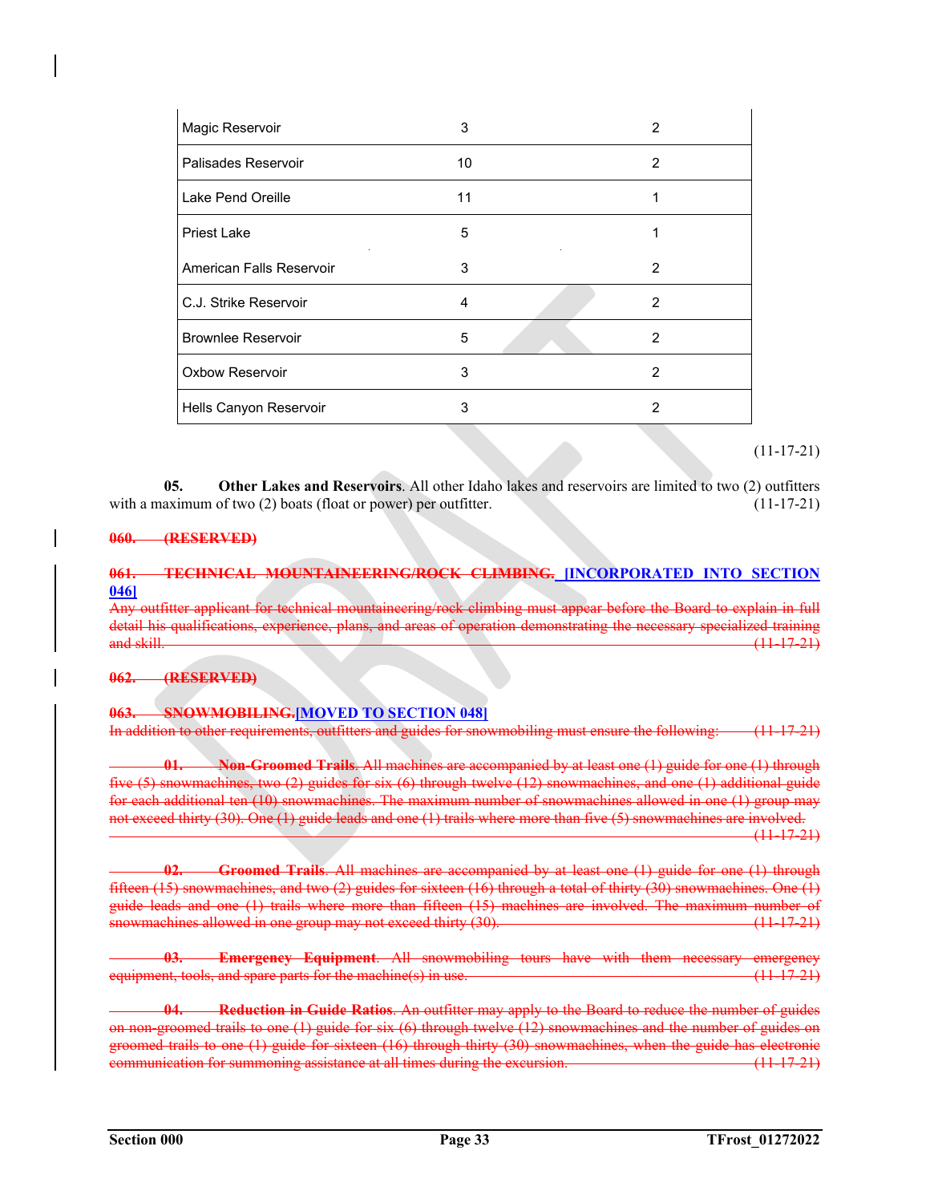| | | |
|---|---|---|
| Magic Reservoir | 3 | 2 |
| Palisades Reservoir | 10 | 2 |
| Lake Pend Oreille | 11 | 1 |
| Priest Lake | 5 | 1 |
| American Falls Reservoir | 3 | 2 |
| C.J. Strike Reservoir | 4 | 2 |
| Brownlee Reservoir | 5 | 2 |
| Oxbow Reservoir | 3 | 2 |
| Hells Canyon Reservoir | 3 | 2 |

(11-17-21)

**05. Other Lakes and Reservoirs**. All other Idaho lakes and reservoirs are limited to two (2) outfitters with a maximum of two (2) boats (float or power) per outfitter. (11-17-21)

~~**060. (RESERVED)**~~

~~**061. TECHNICAL MOUNTAINEERING/ROCK CLIMBING.**~~ **[INCORPORATED INTO SECTION 046]**

~~Any outfitter applicant for technical mountaineering/rock climbing must appear before the Board to explain in full detail his qualifications, experience, plans, and areas of operation demonstrating the necessary specialized training and skill. (11-17-21)~~

~~**062. (RESERVED)**~~

~~**063. SNOWMOBILING.**~~**[MOVED TO SECTION 048]**

~~In addition to other requirements, outfitters and guides for snowmobiling must ensure the following: (11-17-21)~~

~~**01. Non-Groomed Trails**. All machines are accompanied by at least one (1) guide for one (1) through five (5) snowmachines, two (2) guides for six (6) through twelve (12) snowmachines, and one (1) additional guide for each additional ten (10) snowmachines. The maximum number of snowmachines allowed in one (1) group may not exceed thirty (30). One (1) guide leads and one (1) trails where more than five (5) snowmachines are involved. (11-17-21)~~

~~**02. Groomed Trails**. All machines are accompanied by at least one (1) guide for one (1) through fifteen (15) snowmachines, and two (2) guides for sixteen (16) through a total of thirty (30) snowmachines. One (1) guide leads and one (1) trails where more than fifteen (15) machines are involved. The maximum number of snowmachines allowed in one group may not exceed thirty (30). (11-17-21)~~

~~**03. Emergency Equipment**. All snowmobiling tours have with them necessary emergency equipment, tools, and spare parts for the machine(s) in use. (11-17-21)~~

~~**04. Reduction in Guide Ratios**. An outfitter may apply to the Board to reduce the number of guides on non-groomed trails to one (1) guide for six (6) through twelve (12) snowmachines and the number of guides on groomed trails to one (1) guide for sixteen (16) through thirty (30) snowmachines, when the guide has electronic communication for summoning assistance at all times during the excursion. (11-17-21)~~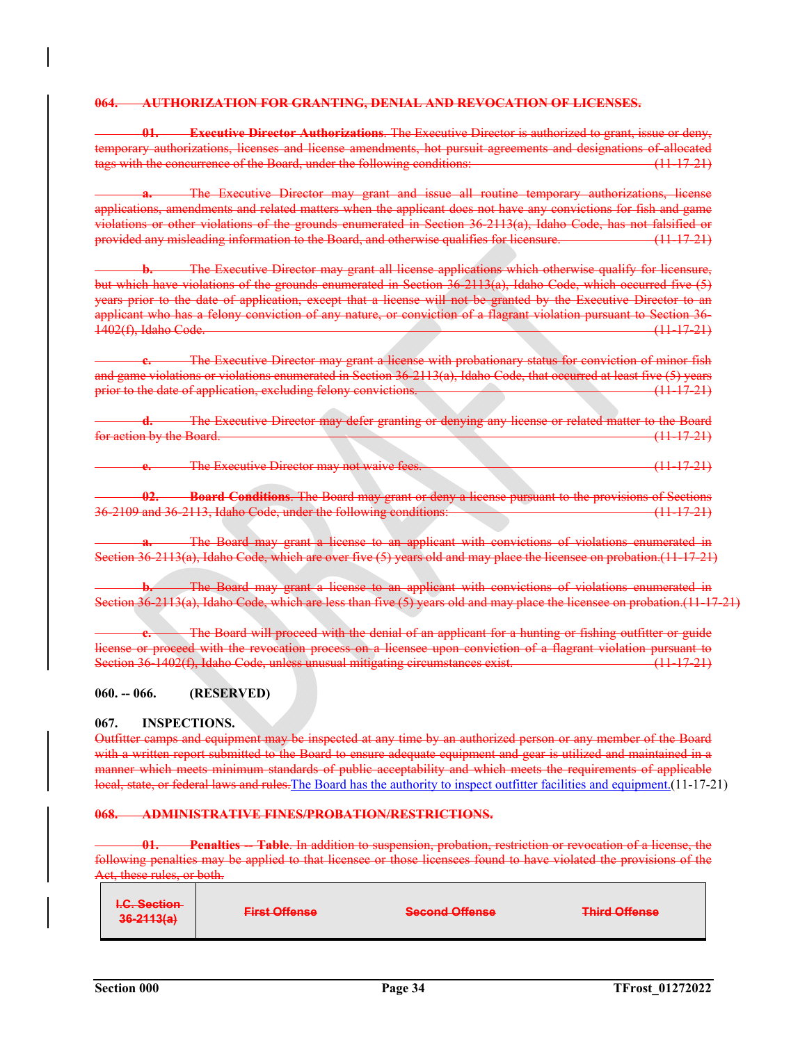~~**064. AUTHORIZATION FOR GRANTING, DENIAL AND REVOCATION OF LICENSES.**~~

~~**01. Executive Director Authorizations**. The Executive Director is authorized to grant, issue or deny, temporary authorizations, licenses and license amendments, hot pursuit agreements and designations of allocated tags with the concurrence of the Board, under the following conditions: (11-17-21)~~

~~**a.** The Executive Director may grant and issue all routine temporary authorizations, license applications, amendments and related matters when the applicant does not have any convictions for fish and game violations or other violations of the grounds enumerated in Section 36-2113(a), Idaho Code, has not falsified or provided any misleading information to the Board, and otherwise qualifies for licensure. (11-17-21)~~

~~**b.** The Executive Director may grant all license applications which otherwise qualify for licensure, but which have violations of the grounds enumerated in Section 36-2113(a), Idaho Code, which occurred five (5) years prior to the date of application, except that a license will not be granted by the Executive Director to an applicant who has a felony conviction of any nature, or conviction of a flagrant violation pursuant to Section 36-1402(f), Idaho Code. (11-17-21)~~

~~**c.** The Executive Director may grant a license with probationary status for conviction of minor fish and game violations or violations enumerated in Section 36-2113(a), Idaho Code, that occurred at least five (5) years prior to the date of application, excluding felony convictions. (11-17-21)~~

~~**d.** The Executive Director may defer granting or denying any license or related matter to the Board for action by the Board. (11-17-21)~~

~~**e.** The Executive Director may not waive fees. (11-17-21)~~

~~**02. Board Conditions**. The Board may grant or deny a license pursuant to the provisions of Sections 36-2109 and 36-2113, Idaho Code, under the following conditions: (11-17-21)~~

~~**a.** The Board may grant a license to an applicant with convictions of violations enumerated in Section 36-2113(a), Idaho Code, which are over five (5) years old and may place the licensee on probation.(11-17-21)~~

~~**b.** The Board may grant a license to an applicant with convictions of violations enumerated in Section 36-2113(a), Idaho Code, which are less than five (5) years old and may place the licensee on probation.(11-17-21)~~

~~**c.** The Board will proceed with the denial of an applicant for a hunting or fishing outfitter or guide license or proceed with the revocation process on a licensee upon conviction of a flagrant violation pursuant to Section 36-1402(f), Idaho Code, unless unusual mitigating circumstances exist. (11-17-21)~~

**060. -- 066. (RESERVED)**

**067. INSPECTIONS.**

~~Outfitter camps and equipment may be inspected at any time by an authorized person or any member of the Board with a written report submitted to the Board to ensure adequate equipment and gear is utilized and maintained in a manner which meets minimum standards of public acceptability and which meets the requirements of applicable local, state, or federal laws and rules.~~<u>The Board has the authority to inspect outfitter facilities and equipment.</u>(11-17-21)

~~**068. ADMINISTRATIVE FINES/PROBATION/RESTRICTIONS.**~~

~~**01. Penalties -- Table**. In addition to suspension, probation, restriction or revocation of a license, the following penalties may be applied to that licensee or those licensees found to have violated the provisions of the Act, these rules, or both.~~

| ~~I.C. Section 36-2113(a)~~ | ~~First Offense~~ | ~~Second Offense~~ | ~~Third Offense~~ |
|---|---|---|---|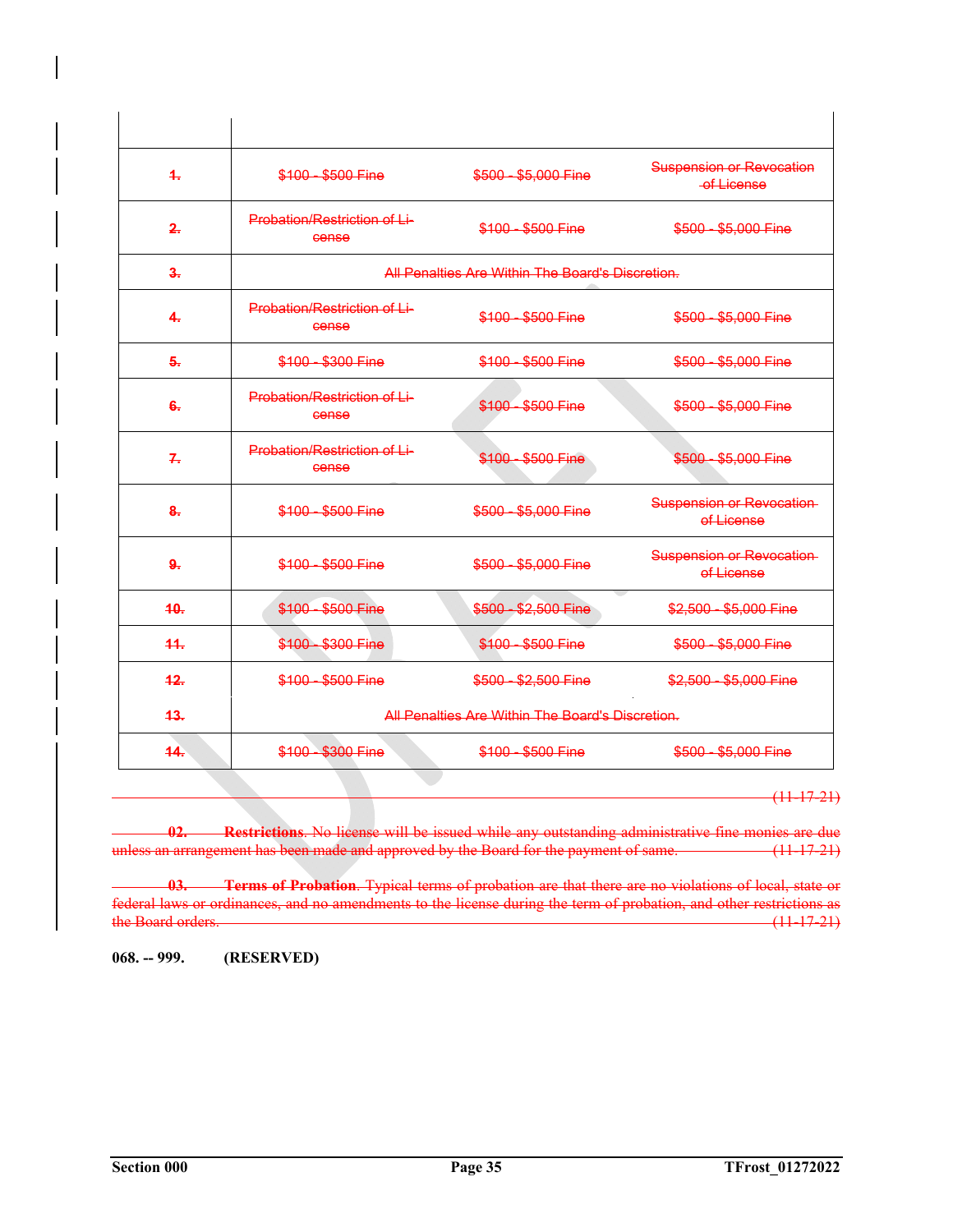| | | | |
|---|---|---|---|
| ~~1.~~ | ~~$100 - $500 Fine~~ | ~~$500 - $5,000 Fine~~ | ~~Suspension or Revocation of License~~ |
| ~~2.~~ | ~~Probation/Restriction of License~~ | ~~$100 - $500 Fine~~ | ~~$500 - $5,000 Fine~~ |
| ~~3.~~ | ~~All Penalties Are Within The Board's Discretion.~~ | | |
| ~~4.~~ | ~~Probation/Restriction of License~~ | ~~$100 - $500 Fine~~ | ~~$500 - $5,000 Fine~~ |
| ~~5.~~ | ~~$100 - $300 Fine~~ | ~~$100 - $500 Fine~~ | ~~$500 - $5,000 Fine~~ |
| ~~6.~~ | ~~Probation/Restriction of License~~ | ~~$100 - $500 Fine~~ | ~~$500 - $5,000 Fine~~ |
| ~~7.~~ | ~~Probation/Restriction of License~~ | ~~$100 - $500 Fine~~ | ~~$500 - $5,000 Fine~~ |
| ~~8.~~ | ~~$100 - $500 Fine~~ | ~~$500 - $5,000 Fine~~ | ~~Suspension or Revocation of License~~ |
| ~~9.~~ | ~~$100 - $500 Fine~~ | ~~$500 - $5,000 Fine~~ | ~~Suspension or Revocation of License~~ |
| ~~10.~~ | ~~$100 - $500 Fine~~ | ~~$500 - $2,500 Fine~~ | ~~$2,500 - $5,000 Fine~~ |
| ~~11.~~ | ~~$100 - $300 Fine~~ | ~~$100 - $500 Fine~~ | ~~$500 - $5,000 Fine~~ |
| ~~12.~~ | ~~$100 - $500 Fine~~ | ~~$500 - $2,500 Fine~~ | ~~$2,500 - $5,000 Fine~~ |
| ~~13.~~ | ~~All Penalties Are Within The Board's Discretion.~~ | | |
| ~~14.~~ | ~~$100 - $300 Fine~~ | ~~$100 - $500 Fine~~ | ~~$500 - $5,000 Fine~~ |

~~(11-17-21)~~

~~**02. Restrictions**. No license will be issued while any outstanding administrative fine monies are due unless an arrangement has been made and approved by the Board for the payment of same. (11-17-21)~~

~~**03. Terms of Probation**. Typical terms of probation are that there are no violations of local, state or federal laws or ordinances, and no amendments to the license during the term of probation, and other restrictions as the Board orders. (11-17-21)~~

**068. -- 999. (RESERVED)**